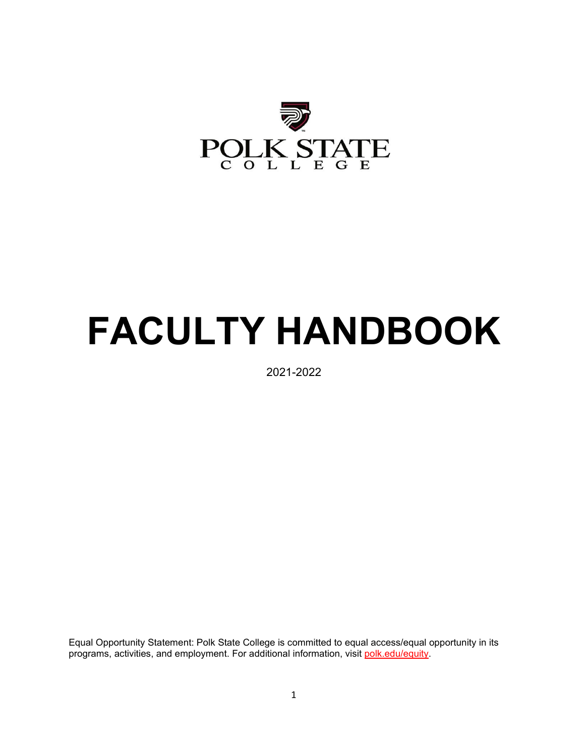POLK STATE
COLLEGE

# FACULTY HANDBOOK

2021-2022

Equal Opportunity Statement: Polk State College is committed to equal access/equal opportunity in its programs, activities, and employment. For additional information, visit polk.edu/equity.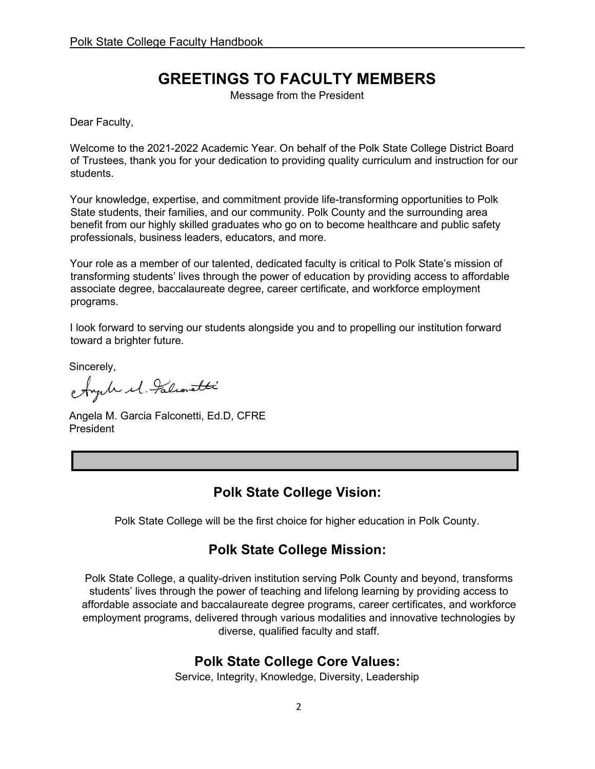# GREETINGS TO FACULTY MEMBERS

Message from the President

Dear Faculty,

Welcome to the 2021-2022 Academic Year. On behalf of the Polk State College District Board of Trustees, thank you for your dedication to providing quality curriculum and instruction for our students.

Your knowledge, expertise, and commitment provide life-transforming opportunities to Polk State students, their families, and our community. Polk County and the surrounding area benefit from our highly skilled graduates who go on to become healthcare and public safety professionals, business leaders, educators, and more.

Your role as a member of our talented, dedicated faculty is critical to Polk State's mission of transforming students' lives through the power of education by providing access to affordable associate degree, baccalaureate degree, career certificate, and workforce employment programs.

I look forward to serving our students alongside you and to propelling our institution forward toward a brighter future.

Sincerely,

Angela M. Garcia Falconetti, Ed.D, CFRE
President

## Polk State College Vision:

Polk State College will be the first choice for higher education in Polk County.

## Polk State College Mission:

Polk State College, a quality-driven institution serving Polk County and beyond, transforms students' lives through the power of teaching and lifelong learning by providing access to affordable associate and baccalaureate degree programs, career certificates, and workforce employment programs, delivered through various modalities and innovative technologies by diverse, qualified faculty and staff.

## Polk State College Core Values:

Service, Integrity, Knowledge, Diversity, Leadership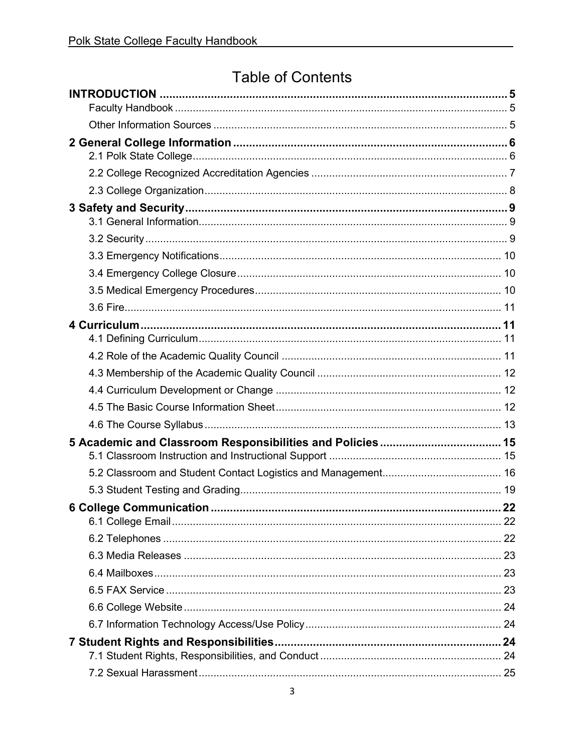# Table of Contents

**INTRODUCTION** ..... **5**
- Faculty Handbook ..... 5
- Other Information Sources ..... 5

**2 General College Information** ..... **6**
- 2.1 Polk State College ..... 6
- 2.2 College Recognized Accreditation Agencies ..... 7
- 2.3 College Organization ..... 8

**3 Safety and Security** ..... **9**
- 3.1 General Information ..... 9
- 3.2 Security ..... 9
- 3.3 Emergency Notifications ..... 10
- 3.4 Emergency College Closure ..... 10
- 3.5 Medical Emergency Procedures ..... 10
- 3.6 Fire ..... 11

**4 Curriculum** ..... **11**
- 4.1 Defining Curriculum ..... 11
- 4.2 Role of the Academic Quality Council ..... 11
- 4.3 Membership of the Academic Quality Council ..... 12
- 4.4 Curriculum Development or Change ..... 12
- 4.5 The Basic Course Information Sheet ..... 12
- 4.6 The Course Syllabus ..... 13

**5 Academic and Classroom Responsibilities and Policies** ..... **15**
- 5.1 Classroom Instruction and Instructional Support ..... 15
- 5.2 Classroom and Student Contact Logistics and Management ..... 16
- 5.3 Student Testing and Grading ..... 19

**6 College Communication** ..... **22**
- 6.1 College Email ..... 22
- 6.2 Telephones ..... 22
- 6.3 Media Releases ..... 23
- 6.4 Mailboxes ..... 23
- 6.5 FAX Service ..... 23
- 6.6 College Website ..... 24
- 6.7 Information Technology Access/Use Policy ..... 24

**7 Student Rights and Responsibilities** ..... **24**
- 7.1 Student Rights, Responsibilities, and Conduct ..... 24
- 7.2 Sexual Harassment ..... 25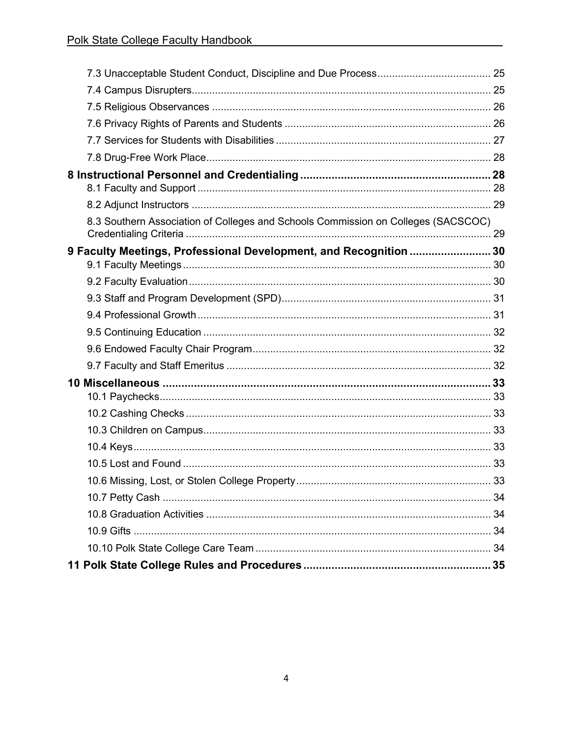7.3 Unacceptable Student Conduct, Discipline and Due Process ....................................... 25

7.4 Campus Disrupters ....................................................................................................... 25

7.5 Religious Observances ................................................................................................ 26

7.6 Privacy Rights of Parents and Students ....................................................................... 26

7.7 Services for Students with Disabilities .......................................................................... 27

7.8 Drug-Free Work Place.................................................................................................. 28

**8 Instructional Personnel and Credentialing ............................................................. 28**

8.1 Faculty and Support ..................................................................................................... 28

8.2 Adjunct Instructors ....................................................................................................... 29

8.3 Southern Association of Colleges and Schools Commission on Colleges (SACSCOC) Credentialing Criteria ......................................................................................................... 29

**9 Faculty Meetings, Professional Development, and Recognition .......................... 30**

9.1 Faculty Meetings .......................................................................................................... 30

9.2 Faculty Evaluation ........................................................................................................ 30

9.3 Staff and Program Development (SPD) ........................................................................ 31

9.4 Professional Growth ..................................................................................................... 31

9.5 Continuing Education ................................................................................................... 32

9.6 Endowed Faculty Chair Program .................................................................................. 32

9.7 Faculty and Staff Emeritus ........................................................................................... 32

**10 Miscellaneous .......................................................................................................... 33**

10.1 Paychecks ................................................................................................................. 33

10.2 Cashing Checks ......................................................................................................... 33

10.3 Children on Campus ................................................................................................... 33

10.4 Keys ........................................................................................................................... 33

10.5 Lost and Found .......................................................................................................... 33

10.6 Missing, Lost, or Stolen College Property ................................................................... 33

10.7 Petty Cash ................................................................................................................. 34

10.8 Graduation Activities .................................................................................................. 34

10.9 Gifts ........................................................................................................................... 34

10.10 Polk State College Care Team ................................................................................. 34

**11 Polk State College Rules and Procedures ............................................................ 35**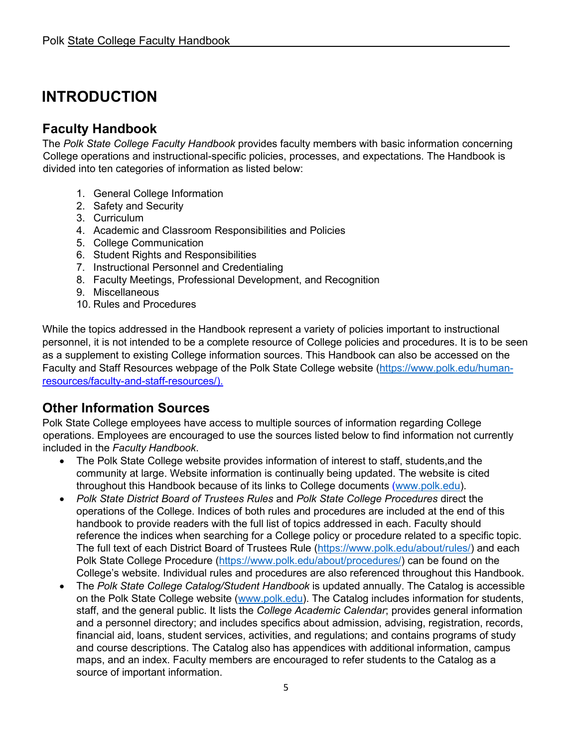# INTRODUCTION

## Faculty Handbook

The *Polk State College Faculty Handbook* provides faculty members with basic information concerning College operations and instructional-specific policies, processes, and expectations. The Handbook is divided into ten categories of information as listed below:

1. General College Information
2. Safety and Security
3. Curriculum
4. Academic and Classroom Responsibilities and Policies
5. College Communication
6. Student Rights and Responsibilities
7. Instructional Personnel and Credentialing
8. Faculty Meetings, Professional Development, and Recognition
9. Miscellaneous
10. Rules and Procedures

While the topics addressed in the Handbook represent a variety of policies important to instructional personnel, it is not intended to be a complete resource of College policies and procedures. It is to be seen as a supplement to existing College information sources. This Handbook can also be accessed on the Faculty and Staff Resources webpage of the Polk State College website (https://www.polk.edu/human-resources/faculty-and-staff-resources/).

## Other Information Sources

Polk State College employees have access to multiple sources of information regarding College operations. Employees are encouraged to use the sources listed below to find information not currently included in the *Faculty Handbook*.

- The Polk State College website provides information of interest to staff, students,and the community at large. Website information is continually being updated. The website is cited throughout this Handbook because of its links to College documents (www.polk.edu).
- *Polk State District Board of Trustees Rules* and *Polk State College Procedures* direct the operations of the College. Indices of both rules and procedures are included at the end of this handbook to provide readers with the full list of topics addressed in each. Faculty should reference the indices when searching for a College policy or procedure related to a specific topic. The full text of each District Board of Trustees Rule (https://www.polk.edu/about/rules/) and each Polk State College Procedure (https://www.polk.edu/about/procedures/) can be found on the College's website. Individual rules and procedures are also referenced throughout this Handbook.
- The *Polk State College Catalog/Student Handbook* is updated annually. The Catalog is accessible on the Polk State College website (www.polk.edu). The Catalog includes information for students, staff, and the general public. It lists the *College Academic Calendar*; provides general information and a personnel directory; and includes specifics about admission, advising, registration, records, financial aid, loans, student services, activities, and regulations; and contains programs of study and course descriptions. The Catalog also has appendices with additional information, campus maps, and an index. Faculty members are encouraged to refer students to the Catalog as a source of important information.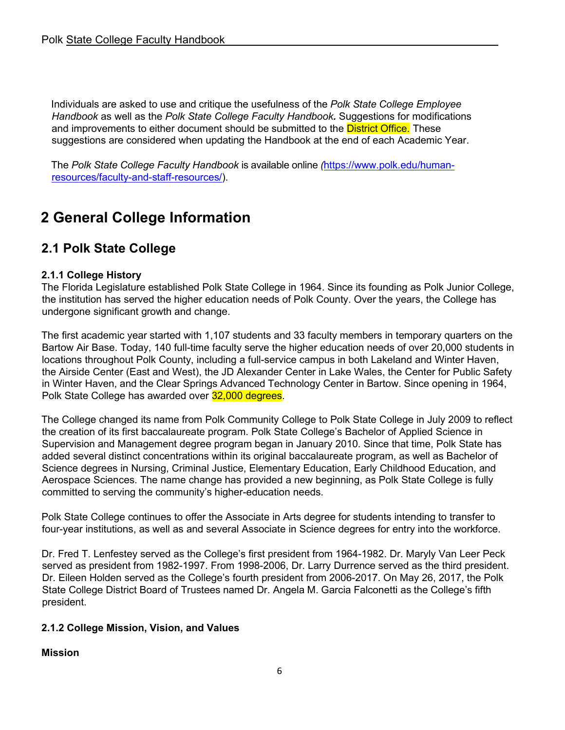Individuals are asked to use and critique the usefulness of the *Polk State College Employee Handbook* as well as the *Polk State College Faculty Handbook.* Suggestions for modifications and improvements to either document should be submitted to the District Office. These suggestions are considered when updating the Handbook at the end of each Academic Year.

The *Polk State College Faculty Handbook* is available online (https://www.polk.edu/human-resources/faculty-and-staff-resources/).

# 2 General College Information

## 2.1 Polk State College

#### 2.1.1 College History

The Florida Legislature established Polk State College in 1964. Since its founding as Polk Junior College, the institution has served the higher education needs of Polk County. Over the years, the College has undergone significant growth and change.

The first academic year started with 1,107 students and 33 faculty members in temporary quarters on the Bartow Air Base. Today, 140 full-time faculty serve the higher education needs of over 20,000 students in locations throughout Polk County, including a full-service campus in both Lakeland and Winter Haven, the Airside Center (East and West), the JD Alexander Center in Lake Wales, the Center for Public Safety in Winter Haven, and the Clear Springs Advanced Technology Center in Bartow. Since opening in 1964, Polk State College has awarded over 32,000 degrees.

The College changed its name from Polk Community College to Polk State College in July 2009 to reflect the creation of its first baccalaureate program. Polk State College's Bachelor of Applied Science in Supervision and Management degree program began in January 2010. Since that time, Polk State has added several distinct concentrations within its original baccalaureate program, as well as Bachelor of Science degrees in Nursing, Criminal Justice, Elementary Education, Early Childhood Education, and Aerospace Sciences. The name change has provided a new beginning, as Polk State College is fully committed to serving the community's higher-education needs.

Polk State College continues to offer the Associate in Arts degree for students intending to transfer to four-year institutions, as well as and several Associate in Science degrees for entry into the workforce.

Dr. Fred T. Lenfestey served as the College's first president from 1964-1982. Dr. Maryly Van Leer Peck served as president from 1982-1997. From 1998-2006, Dr. Larry Durrence served as the third president. Dr. Eileen Holden served as the College's fourth president from 2006-2017. On May 26, 2017, the Polk State College District Board of Trustees named Dr. Angela M. Garcia Falconetti as the College's fifth president.

#### 2.1.2 College Mission, Vision, and Values

**Mission**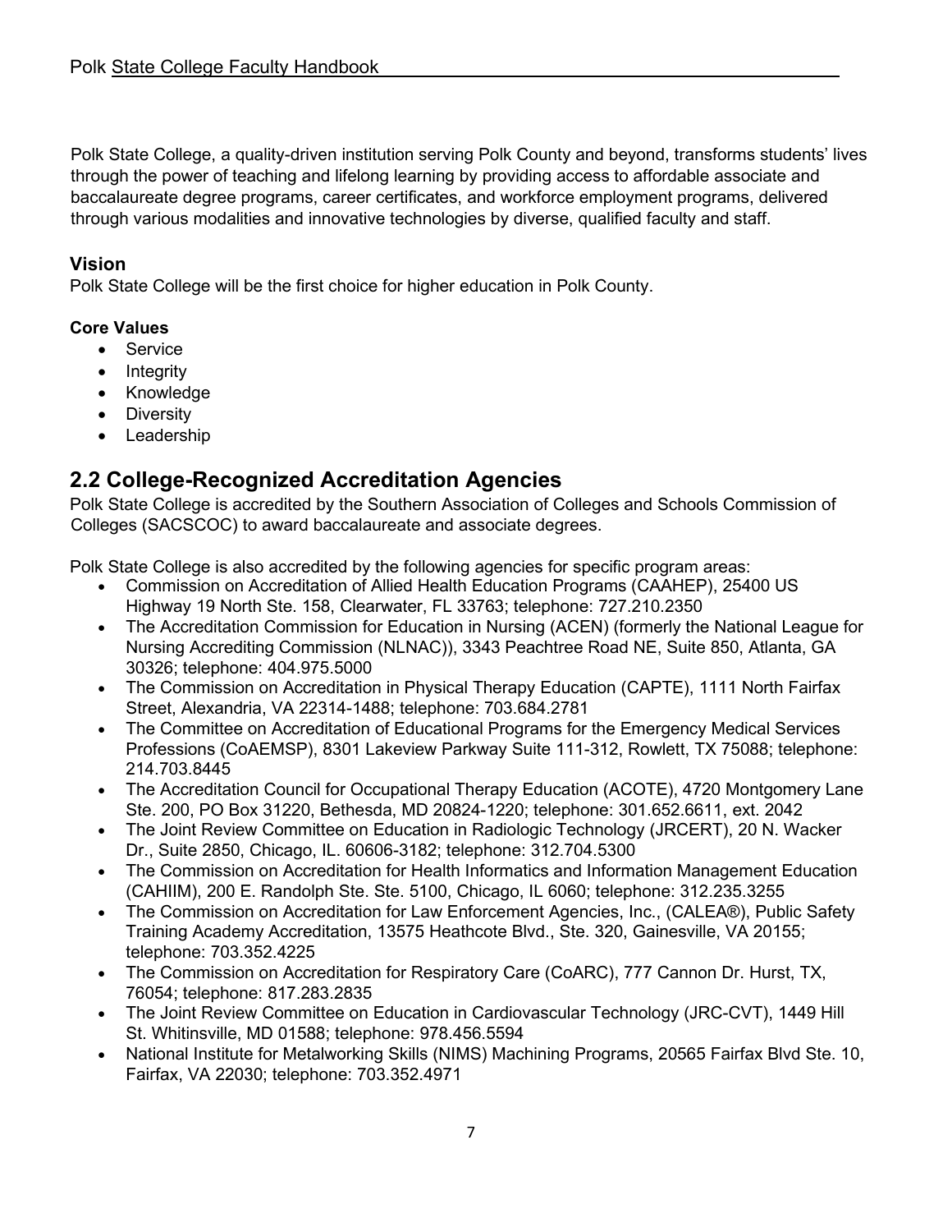Polk State College, a quality-driven institution serving Polk County and beyond, transforms students' lives through the power of teaching and lifelong learning by providing access to affordable associate and baccalaureate degree programs, career certificates, and workforce employment programs, delivered through various modalities and innovative technologies by diverse, qualified faculty and staff.

### Vision

Polk State College will be the first choice for higher education in Polk County.

#### Core Values

- Service
- Integrity
- Knowledge
- Diversity
- Leadership

## 2.2 College-Recognized Accreditation Agencies

Polk State College is accredited by the Southern Association of Colleges and Schools Commission of Colleges (SACSCOC) to award baccalaureate and associate degrees.

Polk State College is also accredited by the following agencies for specific program areas:

- Commission on Accreditation of Allied Health Education Programs (CAAHEP), 25400 US Highway 19 North Ste. 158, Clearwater, FL 33763; telephone: 727.210.2350
- The Accreditation Commission for Education in Nursing (ACEN) (formerly the National League for Nursing Accrediting Commission (NLNAC)), 3343 Peachtree Road NE, Suite 850, Atlanta, GA 30326; telephone: 404.975.5000
- The Commission on Accreditation in Physical Therapy Education (CAPTE), 1111 North Fairfax Street, Alexandria, VA 22314-1488; telephone: 703.684.2781
- The Committee on Accreditation of Educational Programs for the Emergency Medical Services Professions (CoAEMSP), 8301 Lakeview Parkway Suite 111-312, Rowlett, TX 75088; telephone: 214.703.8445
- The Accreditation Council for Occupational Therapy Education (ACOTE), 4720 Montgomery Lane Ste. 200, PO Box 31220, Bethesda, MD 20824-1220; telephone: 301.652.6611, ext. 2042
- The Joint Review Committee on Education in Radiologic Technology (JRCERT), 20 N. Wacker Dr., Suite 2850, Chicago, IL. 60606-3182; telephone: 312.704.5300
- The Commission on Accreditation for Health Informatics and Information Management Education (CAHIIM), 200 E. Randolph Ste. Ste. 5100, Chicago, IL 6060; telephone: 312.235.3255
- The Commission on Accreditation for Law Enforcement Agencies, Inc., (CALEA®), Public Safety Training Academy Accreditation, 13575 Heathcote Blvd., Ste. 320, Gainesville, VA 20155; telephone: 703.352.4225
- The Commission on Accreditation for Respiratory Care (CoARC), 777 Cannon Dr. Hurst, TX, 76054; telephone: 817.283.2835
- The Joint Review Committee on Education in Cardiovascular Technology (JRC-CVT), 1449 Hill St. Whitinsville, MD 01588; telephone: 978.456.5594
- National Institute for Metalworking Skills (NIMS) Machining Programs, 20565 Fairfax Blvd Ste. 10, Fairfax, VA 22030; telephone: 703.352.4971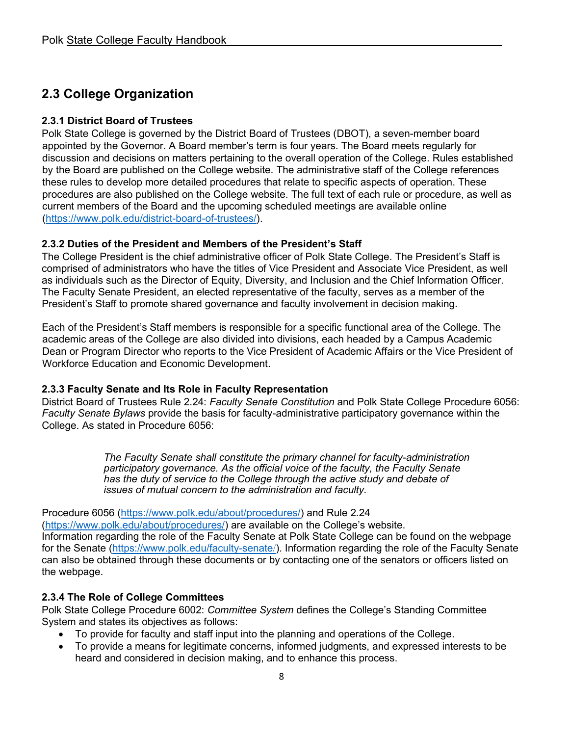## 2.3 College Organization

### 2.3.1 District Board of Trustees

Polk State College is governed by the District Board of Trustees (DBOT), a seven-member board appointed by the Governor. A Board member's term is four years. The Board meets regularly for discussion and decisions on matters pertaining to the overall operation of the College. Rules established by the Board are published on the College website. The administrative staff of the College references these rules to develop more detailed procedures that relate to specific aspects of operation. These procedures are also published on the College website. The full text of each rule or procedure, as well as current members of the Board and the upcoming scheduled meetings are available online (https://www.polk.edu/district-board-of-trustees/).

### 2.3.2 Duties of the President and Members of the President's Staff

The College President is the chief administrative officer of Polk State College. The President's Staff is comprised of administrators who have the titles of Vice President and Associate Vice President, as well as individuals such as the Director of Equity, Diversity, and Inclusion and the Chief Information Officer. The Faculty Senate President, an elected representative of the faculty, serves as a member of the President's Staff to promote shared governance and faculty involvement in decision making.

Each of the President's Staff members is responsible for a specific functional area of the College. The academic areas of the College are also divided into divisions, each headed by a Campus Academic Dean or Program Director who reports to the Vice President of Academic Affairs or the Vice President of Workforce Education and Economic Development.

### 2.3.3 Faculty Senate and Its Role in Faculty Representation

District Board of Trustees Rule 2.24: *Faculty Senate Constitution* and Polk State College Procedure 6056: *Faculty Senate Bylaws* provide the basis for faculty-administrative participatory governance within the College. As stated in Procedure 6056:

> *The Faculty Senate shall constitute the primary channel for faculty-administration participatory governance. As the official voice of the faculty, the Faculty Senate has the duty of service to the College through the active study and debate of issues of mutual concern to the administration and faculty.*

Procedure 6056 (https://www.polk.edu/about/procedures/) and Rule 2.24 (https://www.polk.edu/about/procedures/) are available on the College's website.
Information regarding the role of the Faculty Senate at Polk State College can be found on the webpage for the Senate (https://www.polk.edu/faculty-senate/). Information regarding the role of the Faculty Senate can also be obtained through these documents or by contacting one of the senators or officers listed on the webpage.

### 2.3.4 The Role of College Committees

Polk State College Procedure 6002: *Committee System* defines the College's Standing Committee System and states its objectives as follows:

- To provide for faculty and staff input into the planning and operations of the College.
- To provide a means for legitimate concerns, informed judgments, and expressed interests to be heard and considered in decision making, and to enhance this process.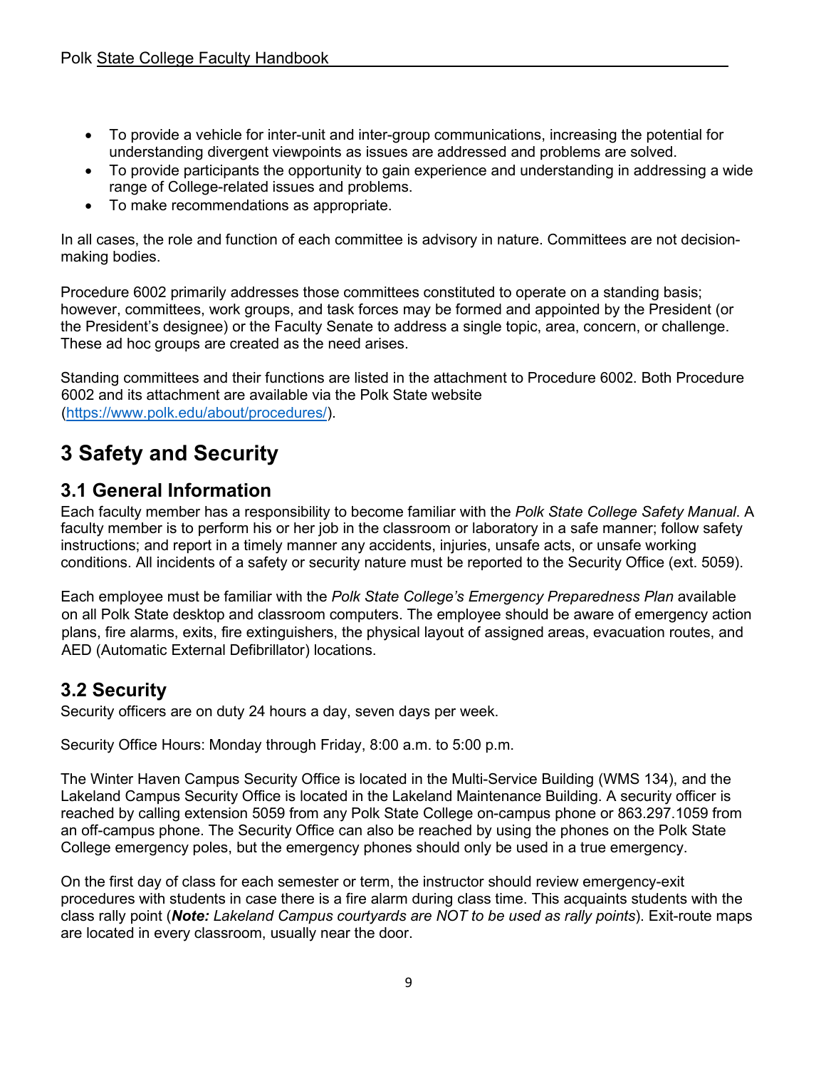- To provide a vehicle for inter-unit and inter-group communications, increasing the potential for understanding divergent viewpoints as issues are addressed and problems are solved.
- To provide participants the opportunity to gain experience and understanding in addressing a wide range of College-related issues and problems.
- To make recommendations as appropriate.

In all cases, the role and function of each committee is advisory in nature. Committees are not decision-making bodies.

Procedure 6002 primarily addresses those committees constituted to operate on a standing basis; however, committees, work groups, and task forces may be formed and appointed by the President (or the President's designee) or the Faculty Senate to address a single topic, area, concern, or challenge. These ad hoc groups are created as the need arises.

Standing committees and their functions are listed in the attachment to Procedure 6002. Both Procedure 6002 and its attachment are available via the Polk State website (https://www.polk.edu/about/procedures/).

# 3 Safety and Security

## 3.1 General Information

Each faculty member has a responsibility to become familiar with the *Polk State College Safety Manual*. A faculty member is to perform his or her job in the classroom or laboratory in a safe manner; follow safety instructions; and report in a timely manner any accidents, injuries, unsafe acts, or unsafe working conditions. All incidents of a safety or security nature must be reported to the Security Office (ext. 5059).

Each employee must be familiar with the *Polk State College's Emergency Preparedness Plan* available on all Polk State desktop and classroom computers. The employee should be aware of emergency action plans, fire alarms, exits, fire extinguishers, the physical layout of assigned areas, evacuation routes, and AED (Automatic External Defibrillator) locations.

## 3.2 Security

Security officers are on duty 24 hours a day, seven days per week.

Security Office Hours: Monday through Friday, 8:00 a.m. to 5:00 p.m.

The Winter Haven Campus Security Office is located in the Multi-Service Building (WMS 134), and the Lakeland Campus Security Office is located in the Lakeland Maintenance Building. A security officer is reached by calling extension 5059 from any Polk State College on-campus phone or 863.297.1059 from an off-campus phone. The Security Office can also be reached by using the phones on the Polk State College emergency poles, but the emergency phones should only be used in a true emergency.

On the first day of class for each semester or term, the instructor should review emergency-exit procedures with students in case there is a fire alarm during class time. This acquaints students with the class rally point (***Note:*** *Lakeland Campus courtyards are NOT to be used as rally points*). Exit-route maps are located in every classroom, usually near the door.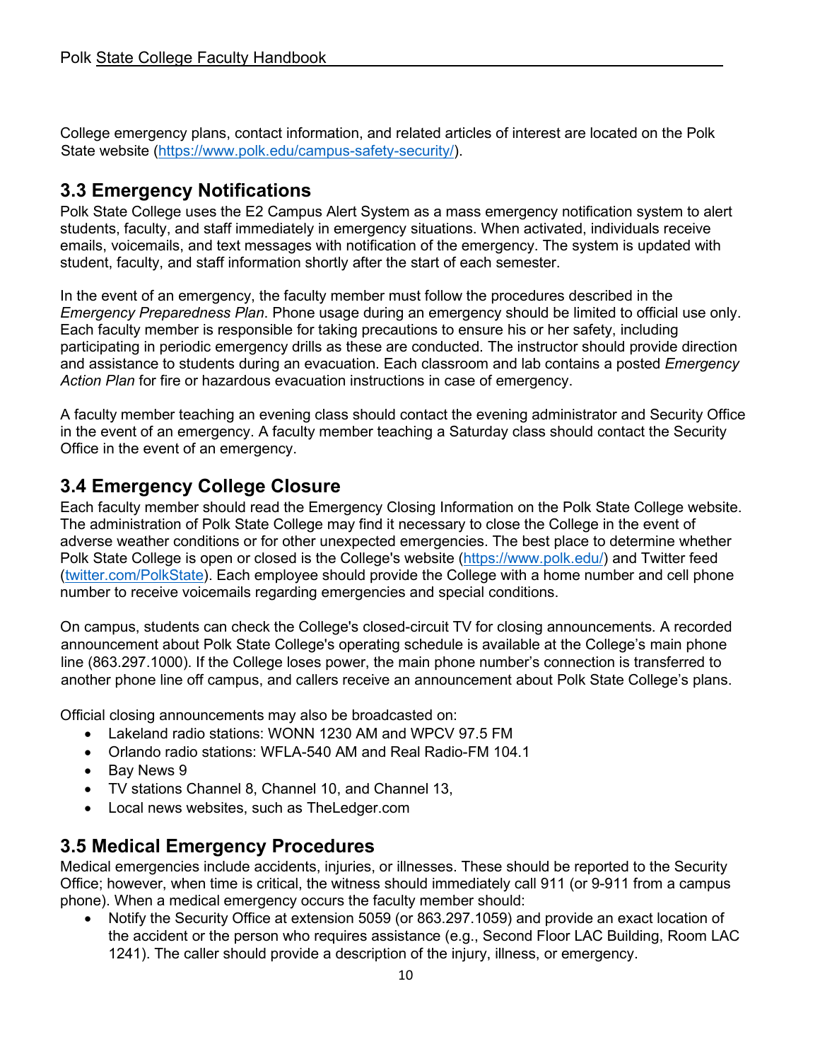College emergency plans, contact information, and related articles of interest are located on the Polk State website (https://www.polk.edu/campus-safety-security/).

## 3.3 Emergency Notifications

Polk State College uses the E2 Campus Alert System as a mass emergency notification system to alert students, faculty, and staff immediately in emergency situations. When activated, individuals receive emails, voicemails, and text messages with notification of the emergency. The system is updated with student, faculty, and staff information shortly after the start of each semester.

In the event of an emergency, the faculty member must follow the procedures described in the *Emergency Preparedness Plan*. Phone usage during an emergency should be limited to official use only. Each faculty member is responsible for taking precautions to ensure his or her safety, including participating in periodic emergency drills as these are conducted. The instructor should provide direction and assistance to students during an evacuation. Each classroom and lab contains a posted *Emergency Action Plan* for fire or hazardous evacuation instructions in case of emergency.

A faculty member teaching an evening class should contact the evening administrator and Security Office in the event of an emergency. A faculty member teaching a Saturday class should contact the Security Office in the event of an emergency.

## 3.4 Emergency College Closure

Each faculty member should read the Emergency Closing Information on the Polk State College website. The administration of Polk State College may find it necessary to close the College in the event of adverse weather conditions or for other unexpected emergencies. The best place to determine whether Polk State College is open or closed is the College's website (https://www.polk.edu/) and Twitter feed (twitter.com/PolkState). Each employee should provide the College with a home number and cell phone number to receive voicemails regarding emergencies and special conditions.

On campus, students can check the College's closed-circuit TV for closing announcements. A recorded announcement about Polk State College's operating schedule is available at the College's main phone line (863.297.1000). If the College loses power, the main phone number's connection is transferred to another phone line off campus, and callers receive an announcement about Polk State College's plans.

Official closing announcements may also be broadcasted on:

- Lakeland radio stations: WONN 1230 AM and WPCV 97.5 FM
- Orlando radio stations: WFLA-540 AM and Real Radio-FM 104.1
- Bay News 9
- TV stations Channel 8, Channel 10, and Channel 13,
- Local news websites, such as TheLedger.com

## 3.5 Medical Emergency Procedures

Medical emergencies include accidents, injuries, or illnesses. These should be reported to the Security Office; however, when time is critical, the witness should immediately call 911 (or 9-911 from a campus phone). When a medical emergency occurs the faculty member should:

- Notify the Security Office at extension 5059 (or 863.297.1059) and provide an exact location of the accident or the person who requires assistance (e.g., Second Floor LAC Building, Room LAC 1241). The caller should provide a description of the injury, illness, or emergency.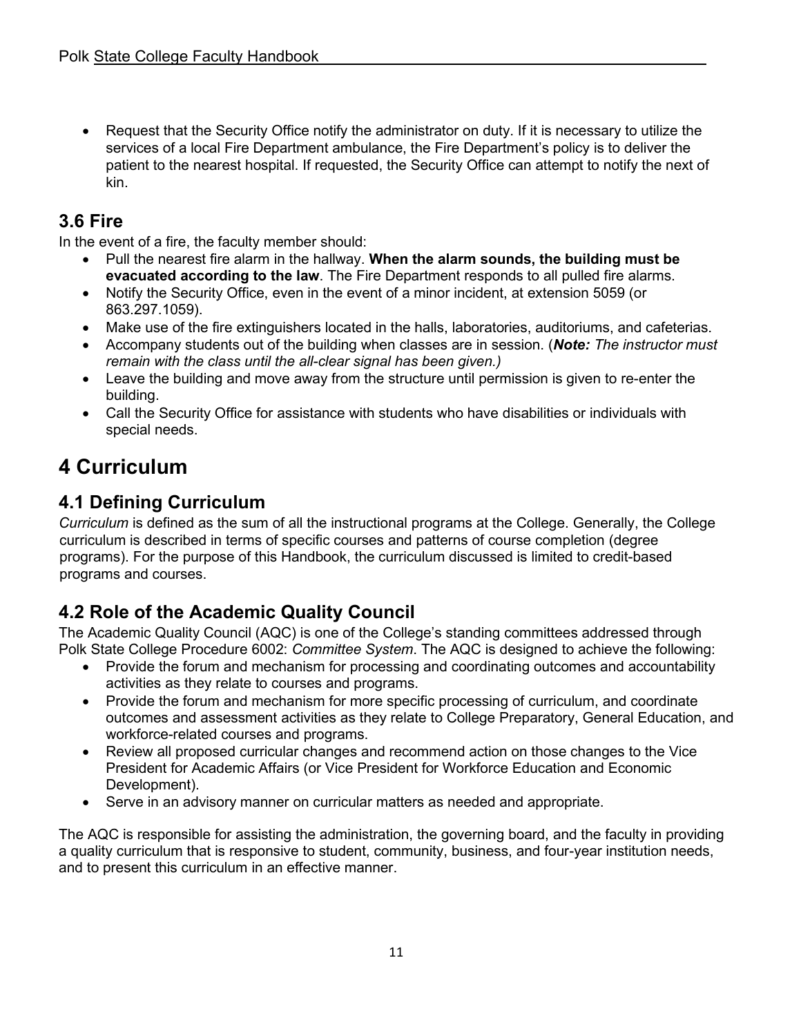- Request that the Security Office notify the administrator on duty. If it is necessary to utilize the services of a local Fire Department ambulance, the Fire Department's policy is to deliver the patient to the nearest hospital. If requested, the Security Office can attempt to notify the next of kin.

## 3.6 Fire

In the event of a fire, the faculty member should:

- Pull the nearest fire alarm in the hallway. **When the alarm sounds, the building must be evacuated according to the law**. The Fire Department responds to all pulled fire alarms.
- Notify the Security Office, even in the event of a minor incident, at extension 5059 (or 863.297.1059).
- Make use of the fire extinguishers located in the halls, laboratories, auditoriums, and cafeterias.
- Accompany students out of the building when classes are in session. (***Note:*** *The instructor must remain with the class until the all-clear signal has been given.)*
- Leave the building and move away from the structure until permission is given to re-enter the building.
- Call the Security Office for assistance with students who have disabilities or individuals with special needs.

# 4 Curriculum

## 4.1 Defining Curriculum

*Curriculum* is defined as the sum of all the instructional programs at the College. Generally, the College curriculum is described in terms of specific courses and patterns of course completion (degree programs). For the purpose of this Handbook, the curriculum discussed is limited to credit-based programs and courses.

## 4.2 Role of the Academic Quality Council

The Academic Quality Council (AQC) is one of the College's standing committees addressed through Polk State College Procedure 6002: *Committee System*. The AQC is designed to achieve the following:

- Provide the forum and mechanism for processing and coordinating outcomes and accountability activities as they relate to courses and programs.
- Provide the forum and mechanism for more specific processing of curriculum, and coordinate outcomes and assessment activities as they relate to College Preparatory, General Education, and workforce-related courses and programs.
- Review all proposed curricular changes and recommend action on those changes to the Vice President for Academic Affairs (or Vice President for Workforce Education and Economic Development).
- Serve in an advisory manner on curricular matters as needed and appropriate.

The AQC is responsible for assisting the administration, the governing board, and the faculty in providing a quality curriculum that is responsive to student, community, business, and four-year institution needs, and to present this curriculum in an effective manner.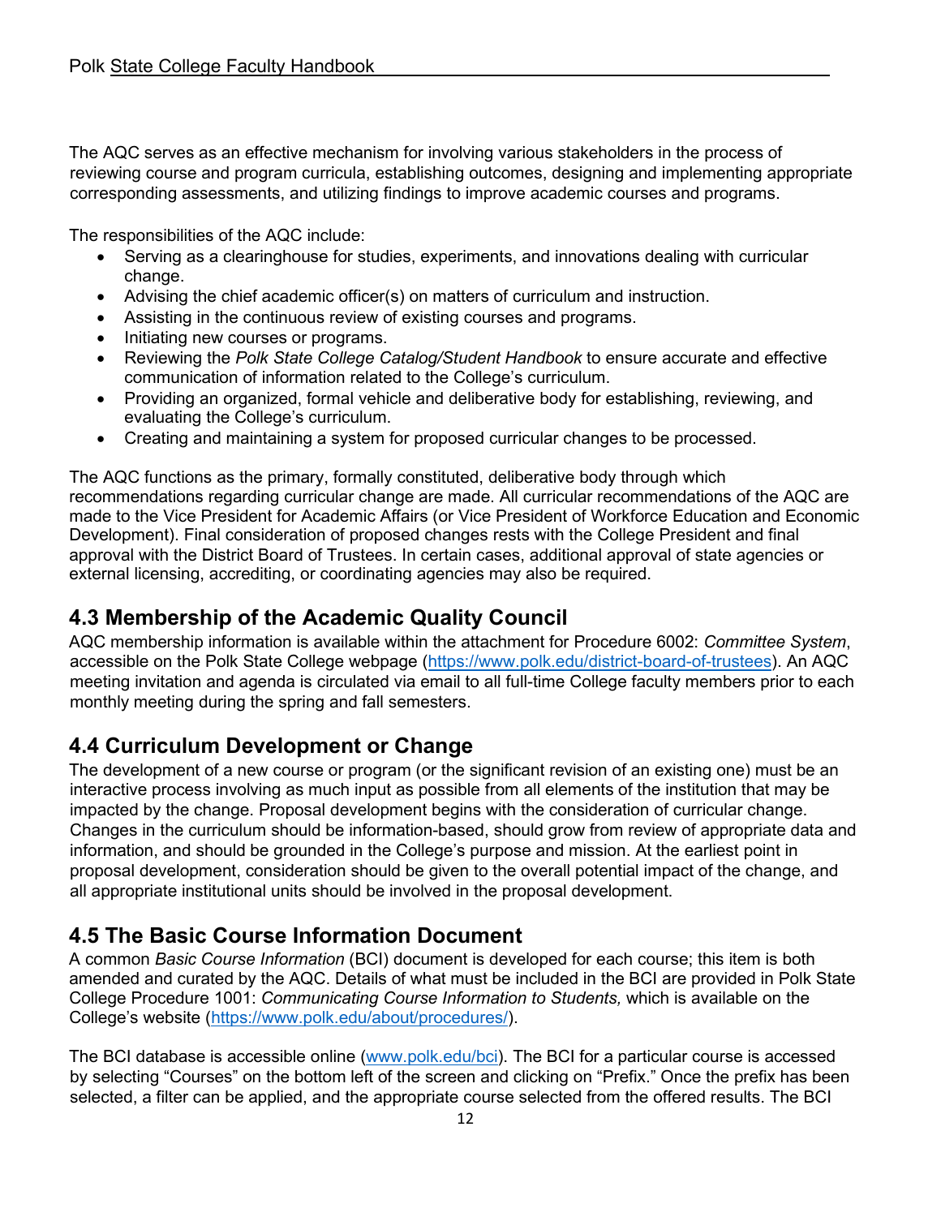The AQC serves as an effective mechanism for involving various stakeholders in the process of reviewing course and program curricula, establishing outcomes, designing and implementing appropriate corresponding assessments, and utilizing findings to improve academic courses and programs.

The responsibilities of the AQC include:

- Serving as a clearinghouse for studies, experiments, and innovations dealing with curricular change.
- Advising the chief academic officer(s) on matters of curriculum and instruction.
- Assisting in the continuous review of existing courses and programs.
- Initiating new courses or programs.
- Reviewing the *Polk State College Catalog/Student Handbook* to ensure accurate and effective communication of information related to the College's curriculum.
- Providing an organized, formal vehicle and deliberative body for establishing, reviewing, and evaluating the College's curriculum.
- Creating and maintaining a system for proposed curricular changes to be processed.

The AQC functions as the primary, formally constituted, deliberative body through which recommendations regarding curricular change are made. All curricular recommendations of the AQC are made to the Vice President for Academic Affairs (or Vice President of Workforce Education and Economic Development). Final consideration of proposed changes rests with the College President and final approval with the District Board of Trustees. In certain cases, additional approval of state agencies or external licensing, accrediting, or coordinating agencies may also be required.

## 4.3 Membership of the Academic Quality Council

AQC membership information is available within the attachment for Procedure 6002: *Committee System*, accessible on the Polk State College webpage (https://www.polk.edu/district-board-of-trustees). An AQC meeting invitation and agenda is circulated via email to all full-time College faculty members prior to each monthly meeting during the spring and fall semesters.

## 4.4 Curriculum Development or Change

The development of a new course or program (or the significant revision of an existing one) must be an interactive process involving as much input as possible from all elements of the institution that may be impacted by the change. Proposal development begins with the consideration of curricular change. Changes in the curriculum should be information-based, should grow from review of appropriate data and information, and should be grounded in the College's purpose and mission. At the earliest point in proposal development, consideration should be given to the overall potential impact of the change, and all appropriate institutional units should be involved in the proposal development.

## 4.5 The Basic Course Information Document

A common *Basic Course Information* (BCI) document is developed for each course; this item is both amended and curated by the AQC. Details of what must be included in the BCI are provided in Polk State College Procedure 1001: *Communicating Course Information to Students,* which is available on the College's website (https://www.polk.edu/about/procedures/).

The BCI database is accessible online (www.polk.edu/bci). The BCI for a particular course is accessed by selecting "Courses" on the bottom left of the screen and clicking on "Prefix." Once the prefix has been selected, a filter can be applied, and the appropriate course selected from the offered results. The BCI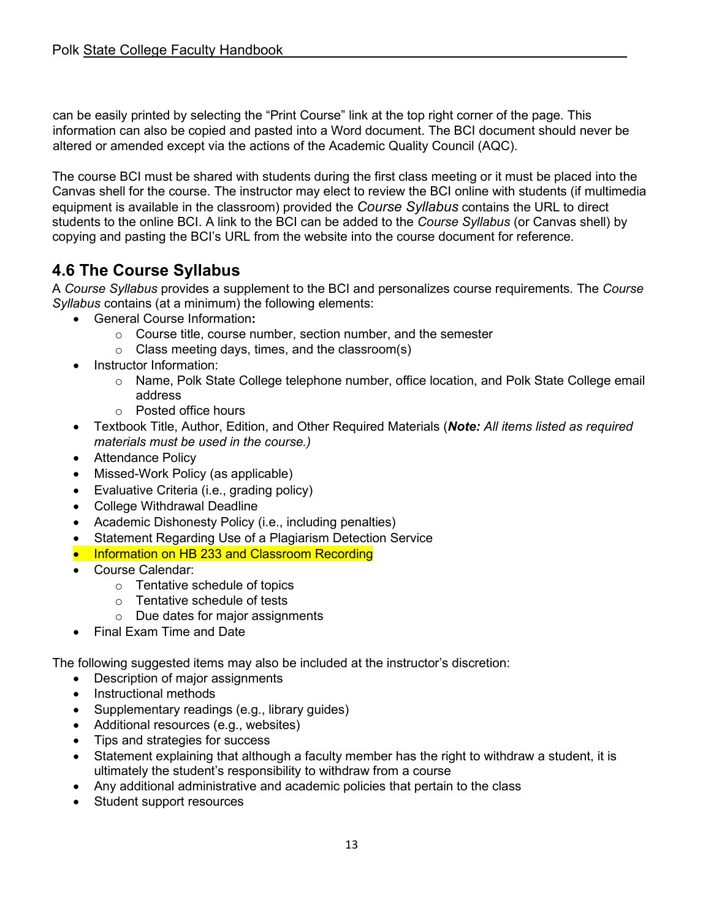can be easily printed by selecting the "Print Course" link at the top right corner of the page. This information can also be copied and pasted into a Word document. The BCI document should never be altered or amended except via the actions of the Academic Quality Council (AQC).

The course BCI must be shared with students during the first class meeting or it must be placed into the Canvas shell for the course. The instructor may elect to review the BCI online with students (if multimedia equipment is available in the classroom) provided the *Course Syllabus* contains the URL to direct students to the online BCI. A link to the BCI can be added to the *Course Syllabus* (or Canvas shell) by copying and pasting the BCI's URL from the website into the course document for reference.

## 4.6 The Course Syllabus

A *Course Syllabus* provides a supplement to the BCI and personalizes course requirements. The *Course Syllabus* contains (at a minimum) the following elements:

- General Course Information:
  - Course title, course number, section number, and the semester
  - Class meeting days, times, and the classroom(s)
- Instructor Information:
  - Name, Polk State College telephone number, office location, and Polk State College email address
  - Posted office hours
- Textbook Title, Author, Edition, and Other Required Materials (***Note:*** *All items listed as required materials must be used in the course.)*
- Attendance Policy
- Missed-Work Policy (as applicable)
- Evaluative Criteria (i.e., grading policy)
- College Withdrawal Deadline
- Academic Dishonesty Policy (i.e., including penalties)
- Statement Regarding Use of a Plagiarism Detection Service
- Information on HB 233 and Classroom Recording
- Course Calendar:
  - Tentative schedule of topics
  - Tentative schedule of tests
  - Due dates for major assignments
- Final Exam Time and Date

The following suggested items may also be included at the instructor's discretion:

- Description of major assignments
- Instructional methods
- Supplementary readings (e.g., library guides)
- Additional resources (e.g., websites)
- Tips and strategies for success
- Statement explaining that although a faculty member has the right to withdraw a student, it is ultimately the student's responsibility to withdraw from a course
- Any additional administrative and academic policies that pertain to the class
- Student support resources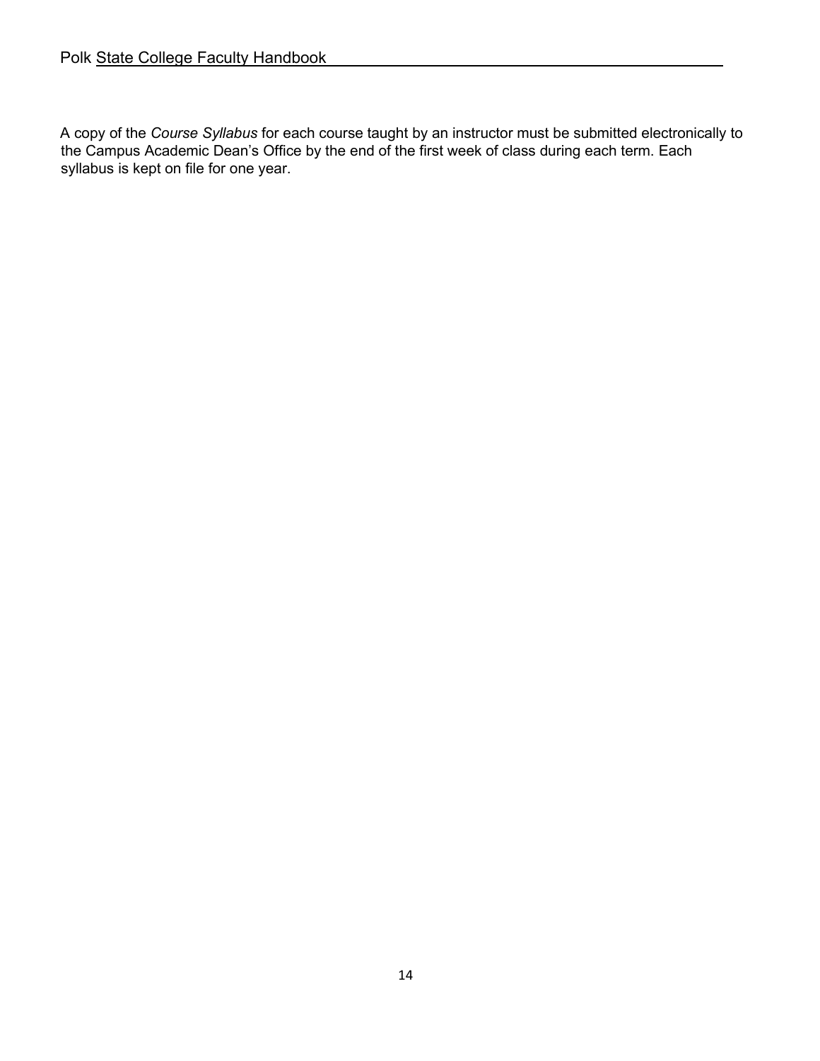A copy of the *Course Syllabus* for each course taught by an instructor must be submitted electronically to the Campus Academic Dean's Office by the end of the first week of class during each term. Each syllabus is kept on file for one year.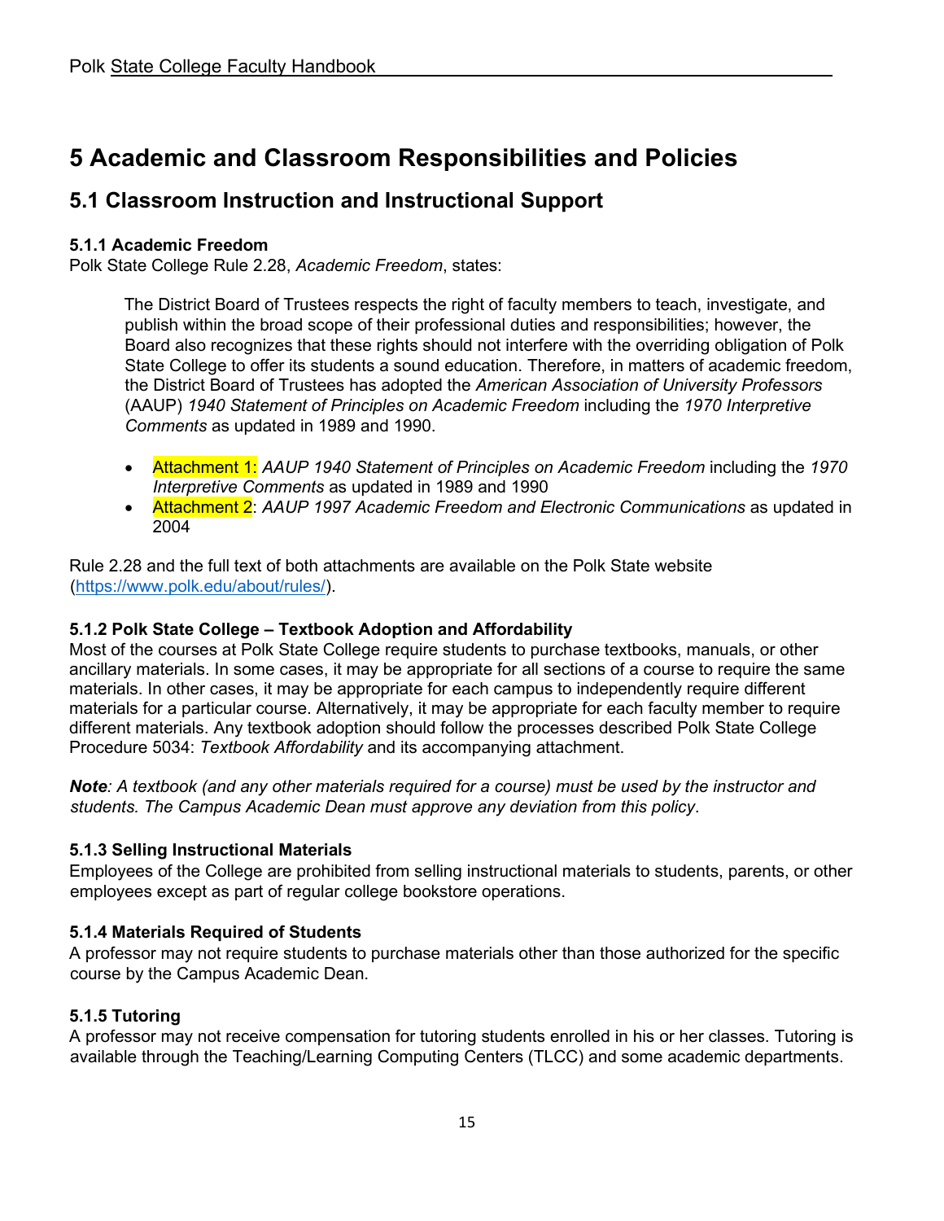# 5 Academic and Classroom Responsibilities and Policies

## 5.1 Classroom Instruction and Instructional Support

### 5.1.1 Academic Freedom

Polk State College Rule 2.28, *Academic Freedom*, states:

> The District Board of Trustees respects the right of faculty members to teach, investigate, and publish within the broad scope of their professional duties and responsibilities; however, the Board also recognizes that these rights should not interfere with the overriding obligation of Polk State College to offer its students a sound education. Therefore, in matters of academic freedom, the District Board of Trustees has adopted the *American Association of University Professors* (AAUP) *1940 Statement of Principles on Academic Freedom* including the *1970 Interpretive Comments* as updated in 1989 and 1990.

- Attachment 1: *AAUP 1940 Statement of Principles on Academic Freedom* including the *1970 Interpretive Comments* as updated in 1989 and 1990
- Attachment 2: *AAUP 1997 Academic Freedom and Electronic Communications* as updated in 2004

Rule 2.28 and the full text of both attachments are available on the Polk State website (https://www.polk.edu/about/rules/).

### 5.1.2 Polk State College – Textbook Adoption and Affordability

Most of the courses at Polk State College require students to purchase textbooks, manuals, or other ancillary materials. In some cases, it may be appropriate for all sections of a course to require the same materials. In other cases, it may be appropriate for each campus to independently require different materials for a particular course. Alternatively, it may be appropriate for each faculty member to require different materials. Any textbook adoption should follow the processes described Polk State College Procedure 5034: *Textbook Affordability* and its accompanying attachment.

***Note****: A textbook (and any other materials required for a course) must be used by the instructor and students. The Campus Academic Dean must approve any deviation from this policy*.

### 5.1.3 Selling Instructional Materials

Employees of the College are prohibited from selling instructional materials to students, parents, or other employees except as part of regular college bookstore operations.

### 5.1.4 Materials Required of Students

A professor may not require students to purchase materials other than those authorized for the specific course by the Campus Academic Dean.

### 5.1.5 Tutoring

A professor may not receive compensation for tutoring students enrolled in his or her classes. Tutoring is available through the Teaching/Learning Computing Centers (TLCC) and some academic departments.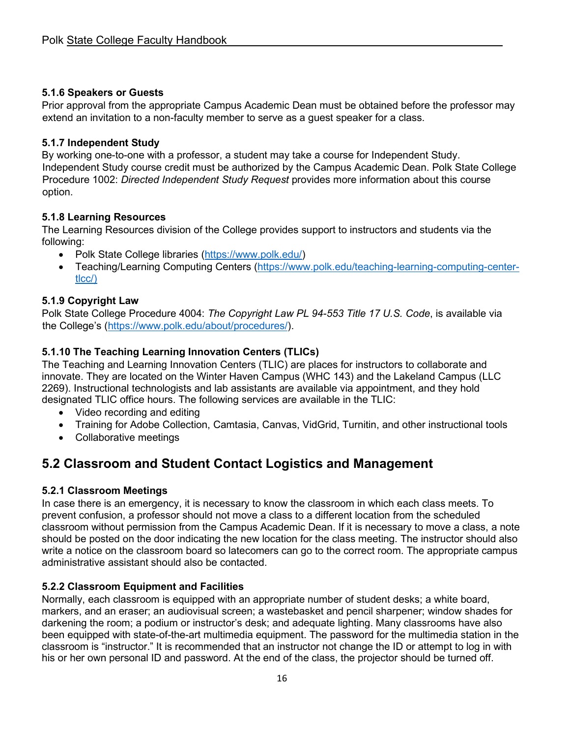#### 5.1.6 Speakers or Guests

Prior approval from the appropriate Campus Academic Dean must be obtained before the professor may extend an invitation to a non-faculty member to serve as a guest speaker for a class.

#### 5.1.7 Independent Study

By working one-to-one with a professor, a student may take a course for Independent Study. Independent Study course credit must be authorized by the Campus Academic Dean. Polk State College Procedure 1002: *Directed Independent Study Request* provides more information about this course option.

#### 5.1.8 Learning Resources

The Learning Resources division of the College provides support to instructors and students via the following:

- Polk State College libraries (https://www.polk.edu/)
- Teaching/Learning Computing Centers (https://www.polk.edu/teaching-learning-computing-center-tlcc/)

#### 5.1.9 Copyright Law

Polk State College Procedure 4004: *The Copyright Law PL 94-553 Title 17 U.S. Code*, is available via the College's (https://www.polk.edu/about/procedures/).

#### 5.1.10 The Teaching Learning Innovation Centers (TLICs)

The Teaching and Learning Innovation Centers (TLIC) are places for instructors to collaborate and innovate. They are located on the Winter Haven Campus (WHC 143) and the Lakeland Campus (LLC 2269). Instructional technologists and lab assistants are available via appointment, and they hold designated TLIC office hours. The following services are available in the TLIC:

- Video recording and editing
- Training for Adobe Collection, Camtasia, Canvas, VidGrid, Turnitin, and other instructional tools
- Collaborative meetings

## 5.2 Classroom and Student Contact Logistics and Management

#### 5.2.1 Classroom Meetings

In case there is an emergency, it is necessary to know the classroom in which each class meets. To prevent confusion, a professor should not move a class to a different location from the scheduled classroom without permission from the Campus Academic Dean. If it is necessary to move a class, a note should be posted on the door indicating the new location for the class meeting. The instructor should also write a notice on the classroom board so latecomers can go to the correct room. The appropriate campus administrative assistant should also be contacted.

#### 5.2.2 Classroom Equipment and Facilities

Normally, each classroom is equipped with an appropriate number of student desks; a white board, markers, and an eraser; an audiovisual screen; a wastebasket and pencil sharpener; window shades for darkening the room; a podium or instructor's desk; and adequate lighting. Many classrooms have also been equipped with state-of-the-art multimedia equipment. The password for the multimedia station in the classroom is "instructor." It is recommended that an instructor not change the ID or attempt to log in with his or her own personal ID and password. At the end of the class, the projector should be turned off.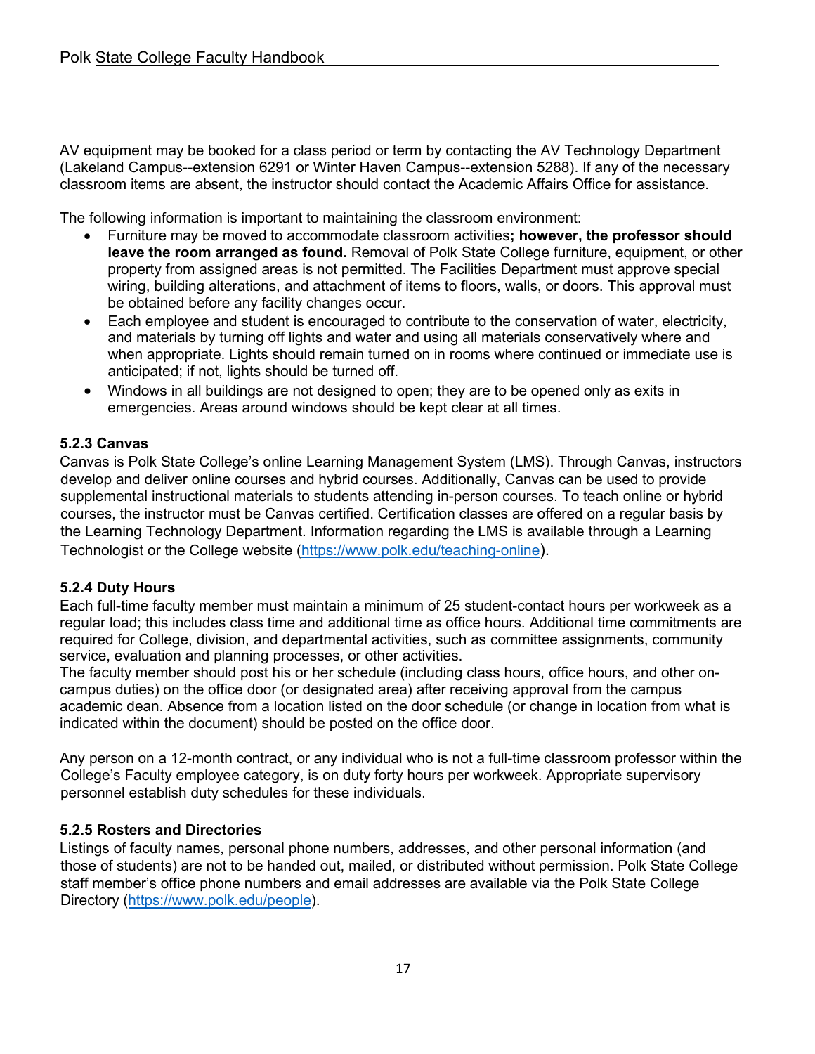AV equipment may be booked for a class period or term by contacting the AV Technology Department (Lakeland Campus--extension 6291 or Winter Haven Campus--extension 5288). If any of the necessary classroom items are absent, the instructor should contact the Academic Affairs Office for assistance.

The following information is important to maintaining the classroom environment:

- Furniture may be moved to accommodate classroom activities**; however, the professor should leave the room arranged as found.** Removal of Polk State College furniture, equipment, or other property from assigned areas is not permitted. The Facilities Department must approve special wiring, building alterations, and attachment of items to floors, walls, or doors. This approval must be obtained before any facility changes occur.
- Each employee and student is encouraged to contribute to the conservation of water, electricity, and materials by turning off lights and water and using all materials conservatively where and when appropriate. Lights should remain turned on in rooms where continued or immediate use is anticipated; if not, lights should be turned off.
- Windows in all buildings are not designed to open; they are to be opened only as exits in emergencies. Areas around windows should be kept clear at all times.

### 5.2.3 Canvas

Canvas is Polk State College's online Learning Management System (LMS). Through Canvas, instructors develop and deliver online courses and hybrid courses. Additionally, Canvas can be used to provide supplemental instructional materials to students attending in-person courses. To teach online or hybrid courses, the instructor must be Canvas certified. Certification classes are offered on a regular basis by the Learning Technology Department. Information regarding the LMS is available through a Learning Technologist or the College website (https://www.polk.edu/teaching-online).

### 5.2.4 Duty Hours

Each full-time faculty member must maintain a minimum of 25 student-contact hours per workweek as a regular load; this includes class time and additional time as office hours. Additional time commitments are required for College, division, and departmental activities, such as committee assignments, community service, evaluation and planning processes, or other activities.
The faculty member should post his or her schedule (including class hours, office hours, and other on-campus duties) on the office door (or designated area) after receiving approval from the campus academic dean. Absence from a location listed on the door schedule (or change in location from what is indicated within the document) should be posted on the office door.

Any person on a 12-month contract, or any individual who is not a full-time classroom professor within the College's Faculty employee category, is on duty forty hours per workweek. Appropriate supervisory personnel establish duty schedules for these individuals.

### 5.2.5 Rosters and Directories

Listings of faculty names, personal phone numbers, addresses, and other personal information (and those of students) are not to be handed out, mailed, or distributed without permission. Polk State College staff member's office phone numbers and email addresses are available via the Polk State College Directory (https://www.polk.edu/people).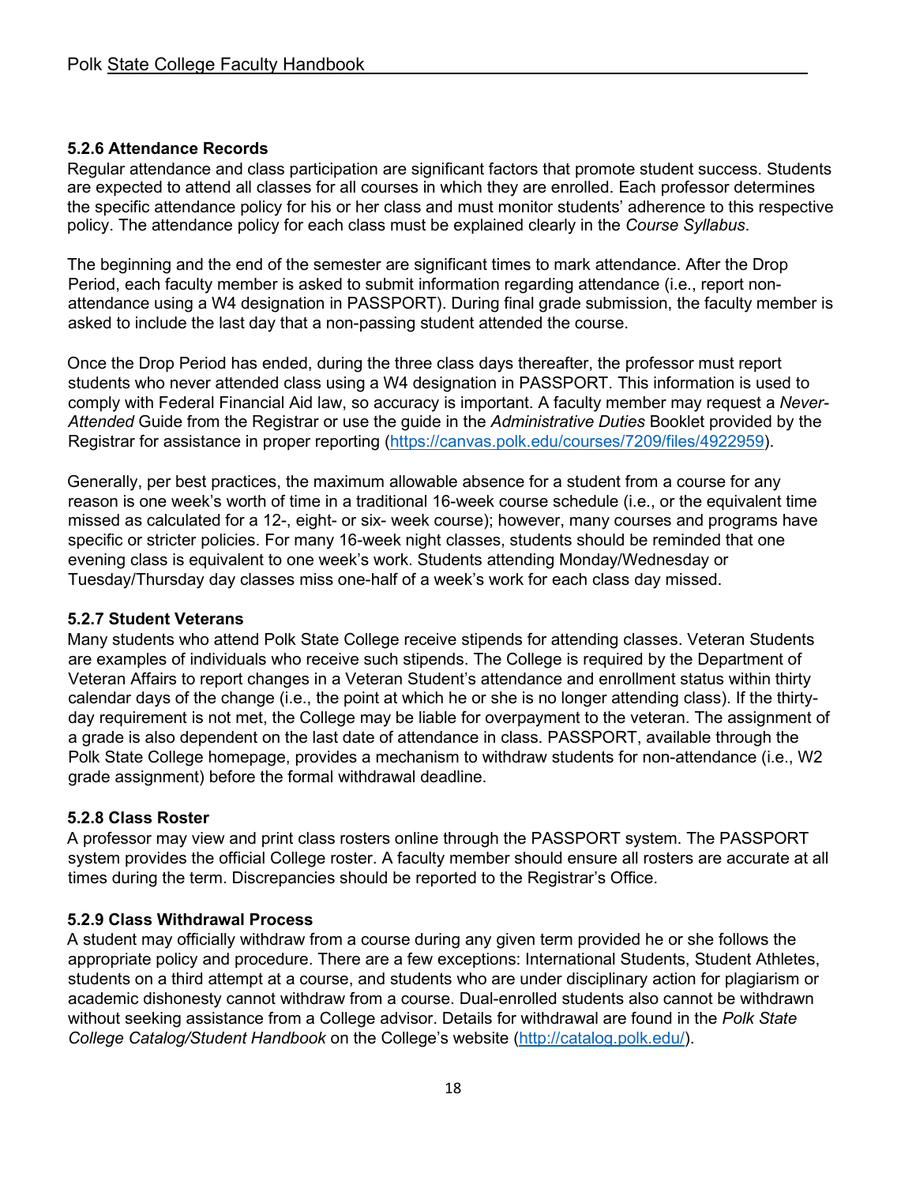### 5.2.6 Attendance Records

Regular attendance and class participation are significant factors that promote student success. Students are expected to attend all classes for all courses in which they are enrolled. Each professor determines the specific attendance policy for his or her class and must monitor students' adherence to this respective policy. The attendance policy for each class must be explained clearly in the *Course Syllabus*.

The beginning and the end of the semester are significant times to mark attendance. After the Drop Period, each faculty member is asked to submit information regarding attendance (i.e., report non-attendance using a W4 designation in PASSPORT). During final grade submission, the faculty member is asked to include the last day that a non-passing student attended the course.

Once the Drop Period has ended, during the three class days thereafter, the professor must report students who never attended class using a W4 designation in PASSPORT. This information is used to comply with Federal Financial Aid law, so accuracy is important. A faculty member may request a *Never-Attended* Guide from the Registrar or use the guide in the *Administrative Duties* Booklet provided by the Registrar for assistance in proper reporting (https://canvas.polk.edu/courses/7209/files/4922959).

Generally, per best practices, the maximum allowable absence for a student from a course for any reason is one week's worth of time in a traditional 16-week course schedule (i.e., or the equivalent time missed as calculated for a 12-, eight- or six- week course); however, many courses and programs have specific or stricter policies. For many 16-week night classes, students should be reminded that one evening class is equivalent to one week's work. Students attending Monday/Wednesday or Tuesday/Thursday day classes miss one-half of a week's work for each class day missed.

### 5.2.7 Student Veterans

Many students who attend Polk State College receive stipends for attending classes. Veteran Students are examples of individuals who receive such stipends. The College is required by the Department of Veteran Affairs to report changes in a Veteran Student's attendance and enrollment status within thirty calendar days of the change (i.e., the point at which he or she is no longer attending class). If the thirty-day requirement is not met, the College may be liable for overpayment to the veteran. The assignment of a grade is also dependent on the last date of attendance in class. PASSPORT, available through the Polk State College homepage, provides a mechanism to withdraw students for non-attendance (i.e., W2 grade assignment) before the formal withdrawal deadline.

### 5.2.8 Class Roster

A professor may view and print class rosters online through the PASSPORT system. The PASSPORT system provides the official College roster. A faculty member should ensure all rosters are accurate at all times during the term. Discrepancies should be reported to the Registrar's Office.

### 5.2.9 Class Withdrawal Process

A student may officially withdraw from a course during any given term provided he or she follows the appropriate policy and procedure. There are a few exceptions: International Students, Student Athletes, students on a third attempt at a course, and students who are under disciplinary action for plagiarism or academic dishonesty cannot withdraw from a course. Dual-enrolled students also cannot be withdrawn without seeking assistance from a College advisor. Details for withdrawal are found in the *Polk State College Catalog/Student Handbook* on the College's website (http://catalog.polk.edu/).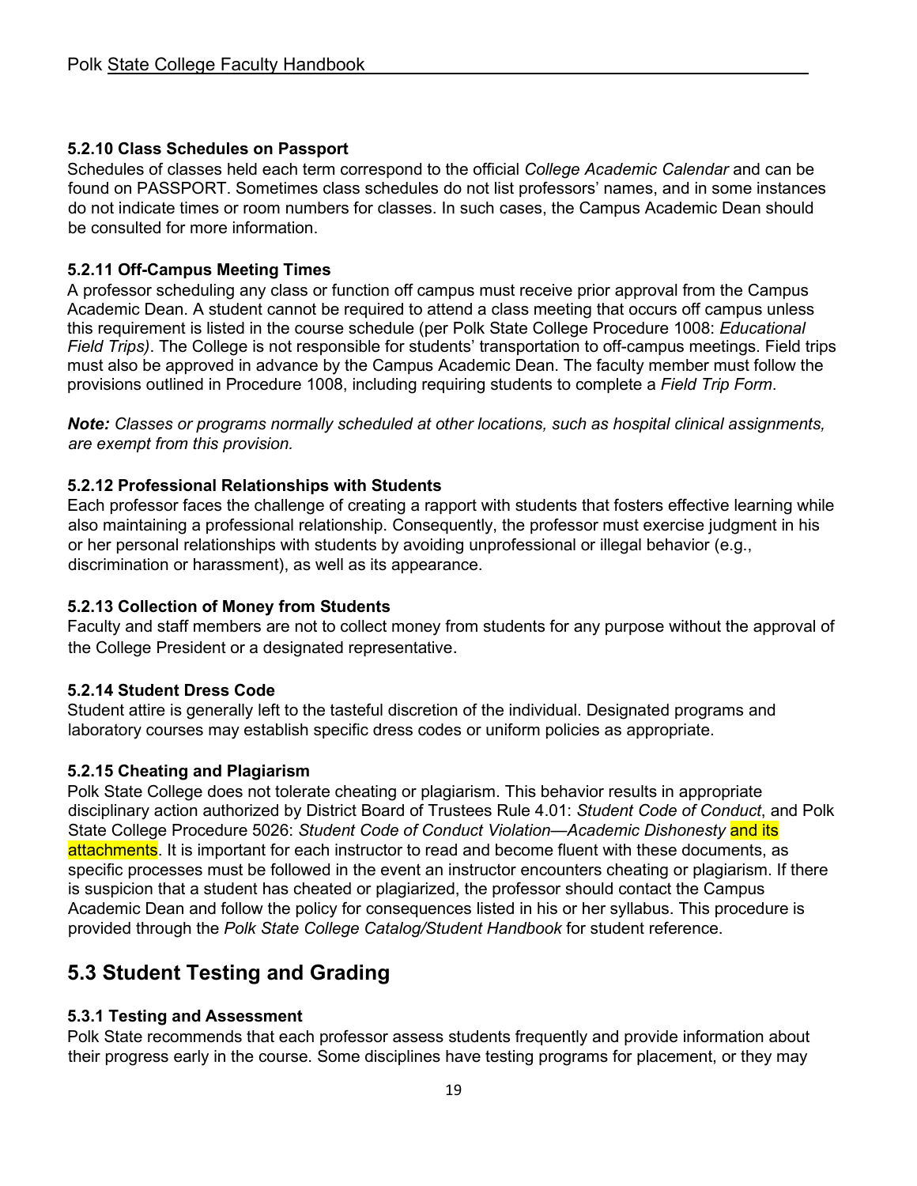#### 5.2.10 Class Schedules on Passport

Schedules of classes held each term correspond to the official *College Academic Calendar* and can be found on PASSPORT. Sometimes class schedules do not list professors' names, and in some instances do not indicate times or room numbers for classes. In such cases, the Campus Academic Dean should be consulted for more information.

#### 5.2.11 Off-Campus Meeting Times

A professor scheduling any class or function off campus must receive prior approval from the Campus Academic Dean. A student cannot be required to attend a class meeting that occurs off campus unless this requirement is listed in the course schedule (per Polk State College Procedure 1008: *Educational Field Trips)*. The College is not responsible for students' transportation to off-campus meetings. Field trips must also be approved in advance by the Campus Academic Dean. The faculty member must follow the provisions outlined in Procedure 1008, including requiring students to complete a *Field Trip Form*.

***Note:*** *Classes or programs normally scheduled at other locations, such as hospital clinical assignments, are exempt from this provision.*

#### 5.2.12 Professional Relationships with Students

Each professor faces the challenge of creating a rapport with students that fosters effective learning while also maintaining a professional relationship. Consequently, the professor must exercise judgment in his or her personal relationships with students by avoiding unprofessional or illegal behavior (e.g., discrimination or harassment), as well as its appearance.

#### 5.2.13 Collection of Money from Students

Faculty and staff members are not to collect money from students for any purpose without the approval of the College President or a designated representative.

#### 5.2.14 Student Dress Code

Student attire is generally left to the tasteful discretion of the individual. Designated programs and laboratory courses may establish specific dress codes or uniform policies as appropriate.

#### 5.2.15 Cheating and Plagiarism

Polk State College does not tolerate cheating or plagiarism. This behavior results in appropriate disciplinary action authorized by District Board of Trustees Rule 4.01: *Student Code of Conduct*, and Polk State College Procedure 5026: *Student Code of Conduct Violation—Academic Dishonesty* and its attachments. It is important for each instructor to read and become fluent with these documents, as specific processes must be followed in the event an instructor encounters cheating or plagiarism. If there is suspicion that a student has cheated or plagiarized, the professor should contact the Campus Academic Dean and follow the policy for consequences listed in his or her syllabus. This procedure is provided through the *Polk State College Catalog/Student Handbook* for student reference.

## 5.3 Student Testing and Grading

#### 5.3.1 Testing and Assessment

Polk State recommends that each professor assess students frequently and provide information about their progress early in the course. Some disciplines have testing programs for placement, or they may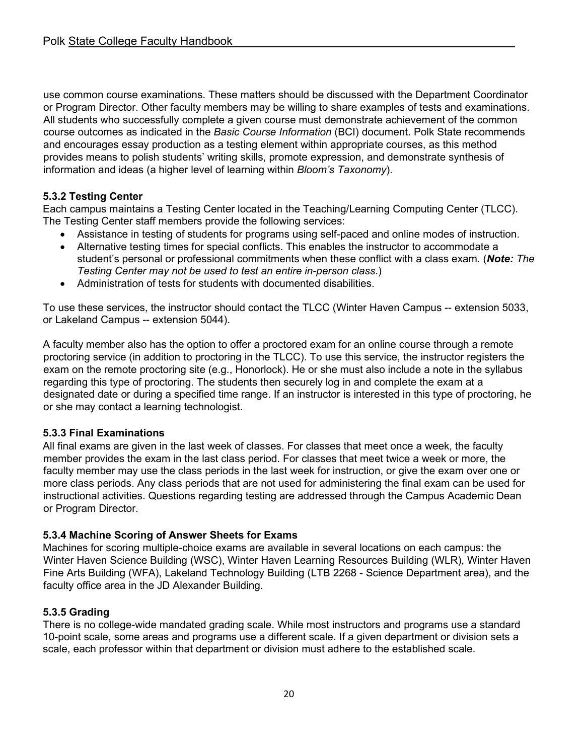use common course examinations. These matters should be discussed with the Department Coordinator or Program Director. Other faculty members may be willing to share examples of tests and examinations. All students who successfully complete a given course must demonstrate achievement of the common course outcomes as indicated in the *Basic Course Information* (BCI) document. Polk State recommends and encourages essay production as a testing element within appropriate courses, as this method provides means to polish students' writing skills, promote expression, and demonstrate synthesis of information and ideas (a higher level of learning within *Bloom's Taxonomy*).

### 5.3.2 Testing Center

Each campus maintains a Testing Center located in the Teaching/Learning Computing Center (TLCC). The Testing Center staff members provide the following services:

- Assistance in testing of students for programs using self-paced and online modes of instruction.
- Alternative testing times for special conflicts. This enables the instructor to accommodate a student's personal or professional commitments when these conflict with a class exam. (***Note:*** *The Testing Center may not be used to test an entire in-person class*.)
- Administration of tests for students with documented disabilities.

To use these services, the instructor should contact the TLCC (Winter Haven Campus -- extension 5033, or Lakeland Campus -- extension 5044).

A faculty member also has the option to offer a proctored exam for an online course through a remote proctoring service (in addition to proctoring in the TLCC). To use this service, the instructor registers the exam on the remote proctoring site (e.g., Honorlock). He or she must also include a note in the syllabus regarding this type of proctoring. The students then securely log in and complete the exam at a designated date or during a specified time range. If an instructor is interested in this type of proctoring, he or she may contact a learning technologist.

### 5.3.3 Final Examinations

All final exams are given in the last week of classes. For classes that meet once a week, the faculty member provides the exam in the last class period. For classes that meet twice a week or more, the faculty member may use the class periods in the last week for instruction, or give the exam over one or more class periods. Any class periods that are not used for administering the final exam can be used for instructional activities. Questions regarding testing are addressed through the Campus Academic Dean or Program Director.

### 5.3.4 Machine Scoring of Answer Sheets for Exams

Machines for scoring multiple-choice exams are available in several locations on each campus: the Winter Haven Science Building (WSC), Winter Haven Learning Resources Building (WLR), Winter Haven Fine Arts Building (WFA), Lakeland Technology Building (LTB 2268 - Science Department area), and the faculty office area in the JD Alexander Building.

### 5.3.5 Grading

There is no college-wide mandated grading scale. While most instructors and programs use a standard 10-point scale, some areas and programs use a different scale. If a given department or division sets a scale, each professor within that department or division must adhere to the established scale.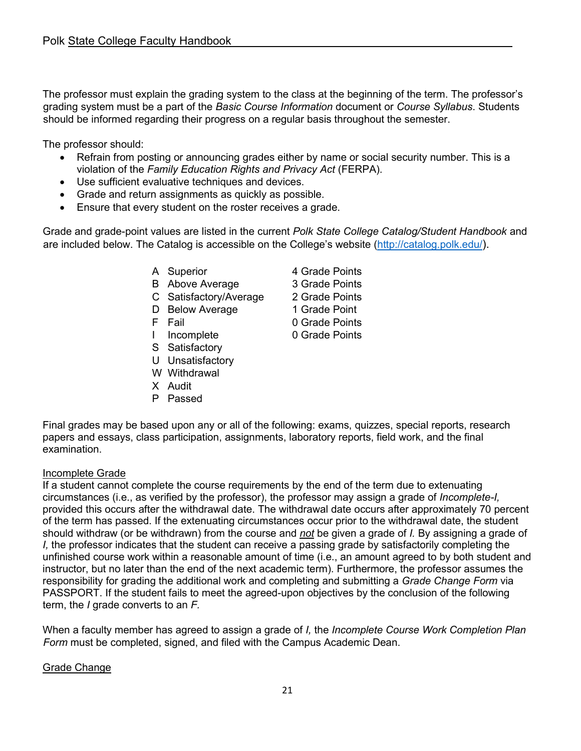The professor must explain the grading system to the class at the beginning of the term. The professor's grading system must be a part of the *Basic Course Information* document or *Course Syllabus*. Students should be informed regarding their progress on a regular basis throughout the semester.

The professor should:

- Refrain from posting or announcing grades either by name or social security number. This is a violation of the *Family Education Rights and Privacy Act* (FERPA).
- Use sufficient evaluative techniques and devices.
- Grade and return assignments as quickly as possible.
- Ensure that every student on the roster receives a grade.

Grade and grade-point values are listed in the current *Polk State College Catalog/Student Handbook* and are included below. The Catalog is accessible on the College's website (http://catalog.polk.edu/).

| Grade | Description | Grade Points |
|---|---|---|
| A | Superior | 4 Grade Points |
| B | Above Average | 3 Grade Points |
| C | Satisfactory/Average | 2 Grade Points |
| D | Below Average | 1 Grade Point |
| F | Fail | 0 Grade Points |
| I | Incomplete | 0 Grade Points |
| S | Satisfactory | |
| U | Unsatisfactory | |
| W | Withdrawal | |
| X | Audit | |
| P | Passed | |

Final grades may be based upon any or all of the following: exams, quizzes, special reports, research papers and essays, class participation, assignments, laboratory reports, field work, and the final examination.

Incomplete Grade

If a student cannot complete the course requirements by the end of the term due to extenuating circumstances (i.e., as verified by the professor), the professor may assign a grade of *Incomplete-I,* provided this occurs after the withdrawal date. The withdrawal date occurs after approximately 70 percent of the term has passed. If the extenuating circumstances occur prior to the withdrawal date, the student should withdraw (or be withdrawn) from the course and ***not*** be given a grade of *I.* By assigning a grade of *I,* the professor indicates that the student can receive a passing grade by satisfactorily completing the unfinished course work within a reasonable amount of time (i.e., an amount agreed to by both student and instructor, but no later than the end of the next academic term). Furthermore, the professor assumes the responsibility for grading the additional work and completing and submitting a *Grade Change Form* via PASSPORT. If the student fails to meet the agreed-upon objectives by the conclusion of the following term, the *I* grade converts to an *F.*

When a faculty member has agreed to assign a grade of *I,* the *Incomplete Course Work Completion Plan Form* must be completed, signed, and filed with the Campus Academic Dean.

Grade Change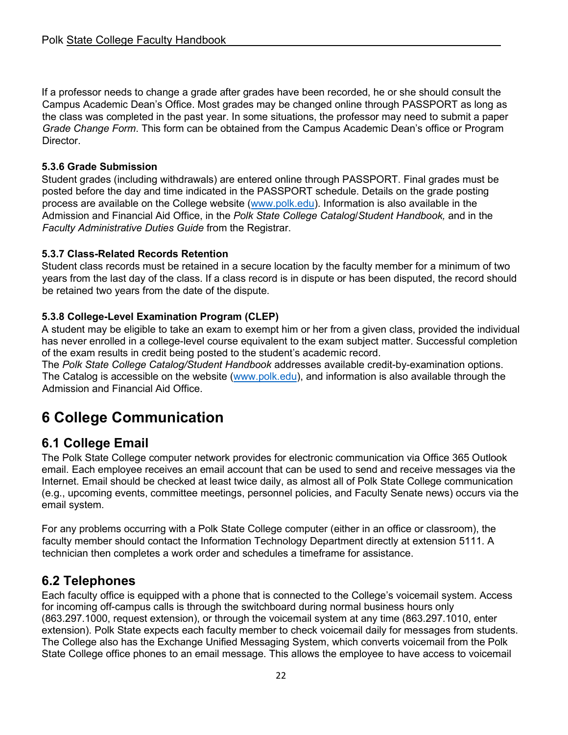If a professor needs to change a grade after grades have been recorded, he or she should consult the Campus Academic Dean's Office. Most grades may be changed online through PASSPORT as long as the class was completed in the past year. In some situations, the professor may need to submit a paper *Grade Change Form*. This form can be obtained from the Campus Academic Dean's office or Program Director.

#### 5.3.6 Grade Submission

Student grades (including withdrawals) are entered online through PASSPORT. Final grades must be posted before the day and time indicated in the PASSPORT schedule. Details on the grade posting process are available on the College website (www.polk.edu). Information is also available in the Admission and Financial Aid Office, in the *Polk State College Catalog*/*Student Handbook,* and in the *Faculty Administrative Duties Guide* from the Registrar.

#### 5.3.7 Class-Related Records Retention

Student class records must be retained in a secure location by the faculty member for a minimum of two years from the last day of the class. If a class record is in dispute or has been disputed, the record should be retained two years from the date of the dispute.

#### 5.3.8 College-Level Examination Program (CLEP)

A student may be eligible to take an exam to exempt him or her from a given class, provided the individual has never enrolled in a college-level course equivalent to the exam subject matter. Successful completion of the exam results in credit being posted to the student's academic record.
The *Polk State College Catalog/Student Handbook* addresses available credit-by-examination options. The Catalog is accessible on the website (www.polk.edu), and information is also available through the Admission and Financial Aid Office.

# 6 College Communication

## 6.1 College Email

The Polk State College computer network provides for electronic communication via Office 365 Outlook email. Each employee receives an email account that can be used to send and receive messages via the Internet. Email should be checked at least twice daily, as almost all of Polk State College communication (e.g., upcoming events, committee meetings, personnel policies, and Faculty Senate news) occurs via the email system.

For any problems occurring with a Polk State College computer (either in an office or classroom), the faculty member should contact the Information Technology Department directly at extension 5111. A technician then completes a work order and schedules a timeframe for assistance.

## 6.2 Telephones

Each faculty office is equipped with a phone that is connected to the College's voicemail system. Access for incoming off-campus calls is through the switchboard during normal business hours only (863.297.1000, request extension), or through the voicemail system at any time (863.297.1010, enter extension). Polk State expects each faculty member to check voicemail daily for messages from students. The College also has the Exchange Unified Messaging System, which converts voicemail from the Polk State College office phones to an email message. This allows the employee to have access to voicemail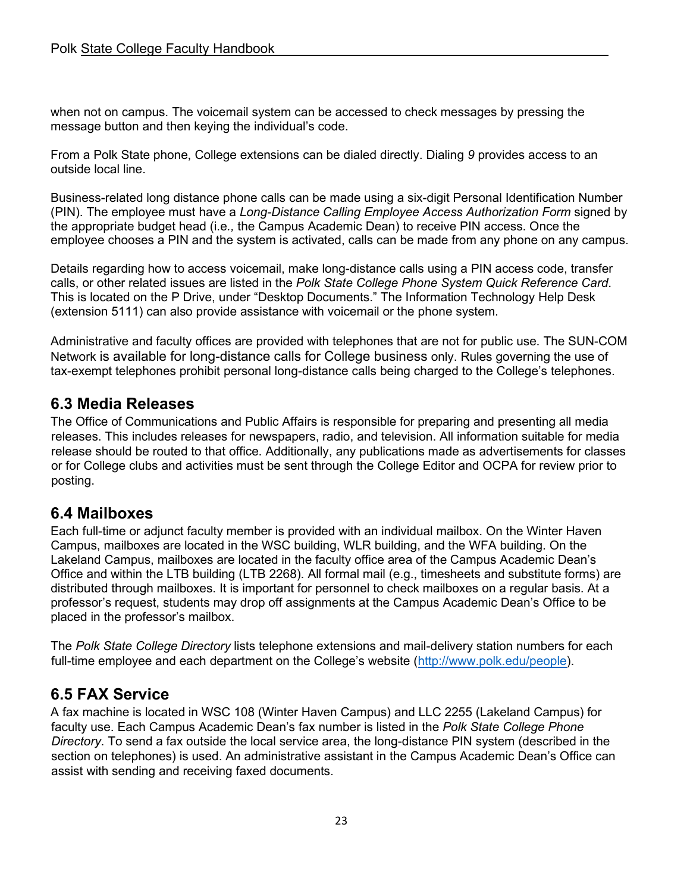when not on campus. The voicemail system can be accessed to check messages by pressing the message button and then keying the individual's code.

From a Polk State phone, College extensions can be dialed directly. Dialing *9* provides access to an outside local line.

Business-related long distance phone calls can be made using a six-digit Personal Identification Number (PIN). The employee must have a *Long-Distance Calling Employee Access Authorization Form* signed by the appropriate budget head (i.e*.,* the Campus Academic Dean) to receive PIN access. Once the employee chooses a PIN and the system is activated, calls can be made from any phone on any campus.

Details regarding how to access voicemail, make long-distance calls using a PIN access code, transfer calls, or other related issues are listed in the *Polk State College Phone System Quick Reference Card*. This is located on the P Drive, under "Desktop Documents." The Information Technology Help Desk (extension 5111) can also provide assistance with voicemail or the phone system.

Administrative and faculty offices are provided with telephones that are not for public use. The SUN-COM Network is available for long-distance calls for College business only. Rules governing the use of tax-exempt telephones prohibit personal long-distance calls being charged to the College's telephones.

## 6.3 Media Releases

The Office of Communications and Public Affairs is responsible for preparing and presenting all media releases. This includes releases for newspapers, radio, and television. All information suitable for media release should be routed to that office. Additionally, any publications made as advertisements for classes or for College clubs and activities must be sent through the College Editor and OCPA for review prior to posting.

## 6.4 Mailboxes

Each full-time or adjunct faculty member is provided with an individual mailbox. On the Winter Haven Campus, mailboxes are located in the WSC building, WLR building, and the WFA building. On the Lakeland Campus, mailboxes are located in the faculty office area of the Campus Academic Dean's Office and within the LTB building (LTB 2268). All formal mail (e.g., timesheets and substitute forms) are distributed through mailboxes. It is important for personnel to check mailboxes on a regular basis. At a professor's request, students may drop off assignments at the Campus Academic Dean's Office to be placed in the professor's mailbox.

The *Polk State College Directory* lists telephone extensions and mail-delivery station numbers for each full-time employee and each department on the College's website (http://www.polk.edu/people).

## 6.5 FAX Service

A fax machine is located in WSC 108 (Winter Haven Campus) and LLC 2255 (Lakeland Campus) for faculty use. Each Campus Academic Dean's fax number is listed in the *Polk State College Phone Directory*. To send a fax outside the local service area, the long-distance PIN system (described in the section on telephones) is used. An administrative assistant in the Campus Academic Dean's Office can assist with sending and receiving faxed documents.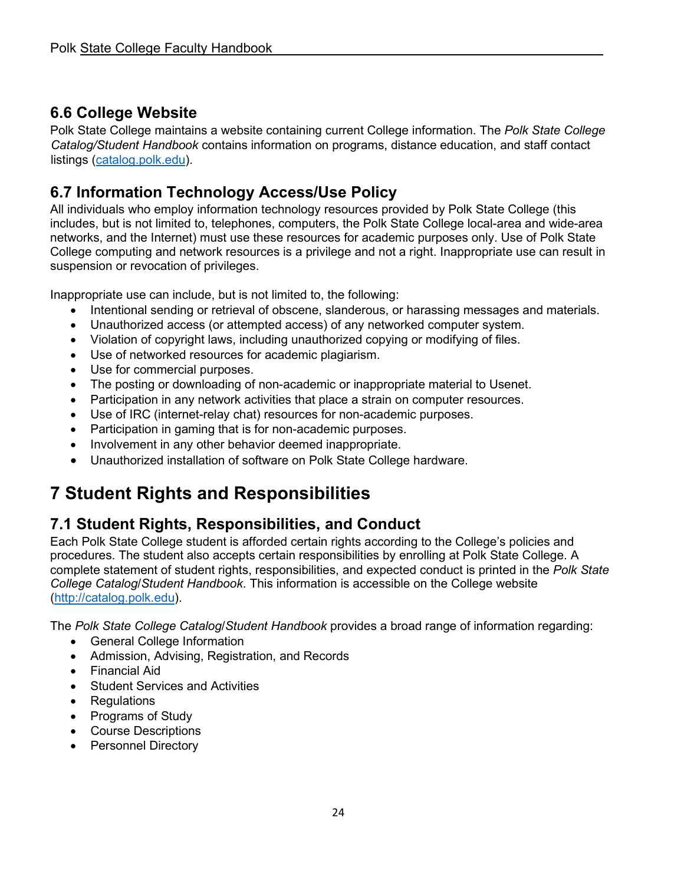## 6.6 College Website

Polk State College maintains a website containing current College information. The *Polk State College Catalog/Student Handbook* contains information on programs, distance education, and staff contact listings (catalog.polk.edu).

## 6.7 Information Technology Access/Use Policy

All individuals who employ information technology resources provided by Polk State College (this includes, but is not limited to, telephones, computers, the Polk State College local-area and wide-area networks, and the Internet) must use these resources for academic purposes only. Use of Polk State College computing and network resources is a privilege and not a right. Inappropriate use can result in suspension or revocation of privileges.

Inappropriate use can include, but is not limited to, the following:

- Intentional sending or retrieval of obscene, slanderous, or harassing messages and materials.
- Unauthorized access (or attempted access) of any networked computer system.
- Violation of copyright laws, including unauthorized copying or modifying of files.
- Use of networked resources for academic plagiarism.
- Use for commercial purposes.
- The posting or downloading of non-academic or inappropriate material to Usenet.
- Participation in any network activities that place a strain on computer resources.
- Use of IRC (internet-relay chat) resources for non-academic purposes.
- Participation in gaming that is for non-academic purposes.
- Involvement in any other behavior deemed inappropriate.
- Unauthorized installation of software on Polk State College hardware.

# 7 Student Rights and Responsibilities

## 7.1 Student Rights, Responsibilities, and Conduct

Each Polk State College student is afforded certain rights according to the College's policies and procedures. The student also accepts certain responsibilities by enrolling at Polk State College. A complete statement of student rights, responsibilities, and expected conduct is printed in the *Polk State College Catalog/Student Handbook*. This information is accessible on the College website (http://catalog.polk.edu).

The *Polk State College Catalog/Student Handbook* provides a broad range of information regarding:

- General College Information
- Admission, Advising, Registration, and Records
- Financial Aid
- Student Services and Activities
- Regulations
- Programs of Study
- Course Descriptions
- Personnel Directory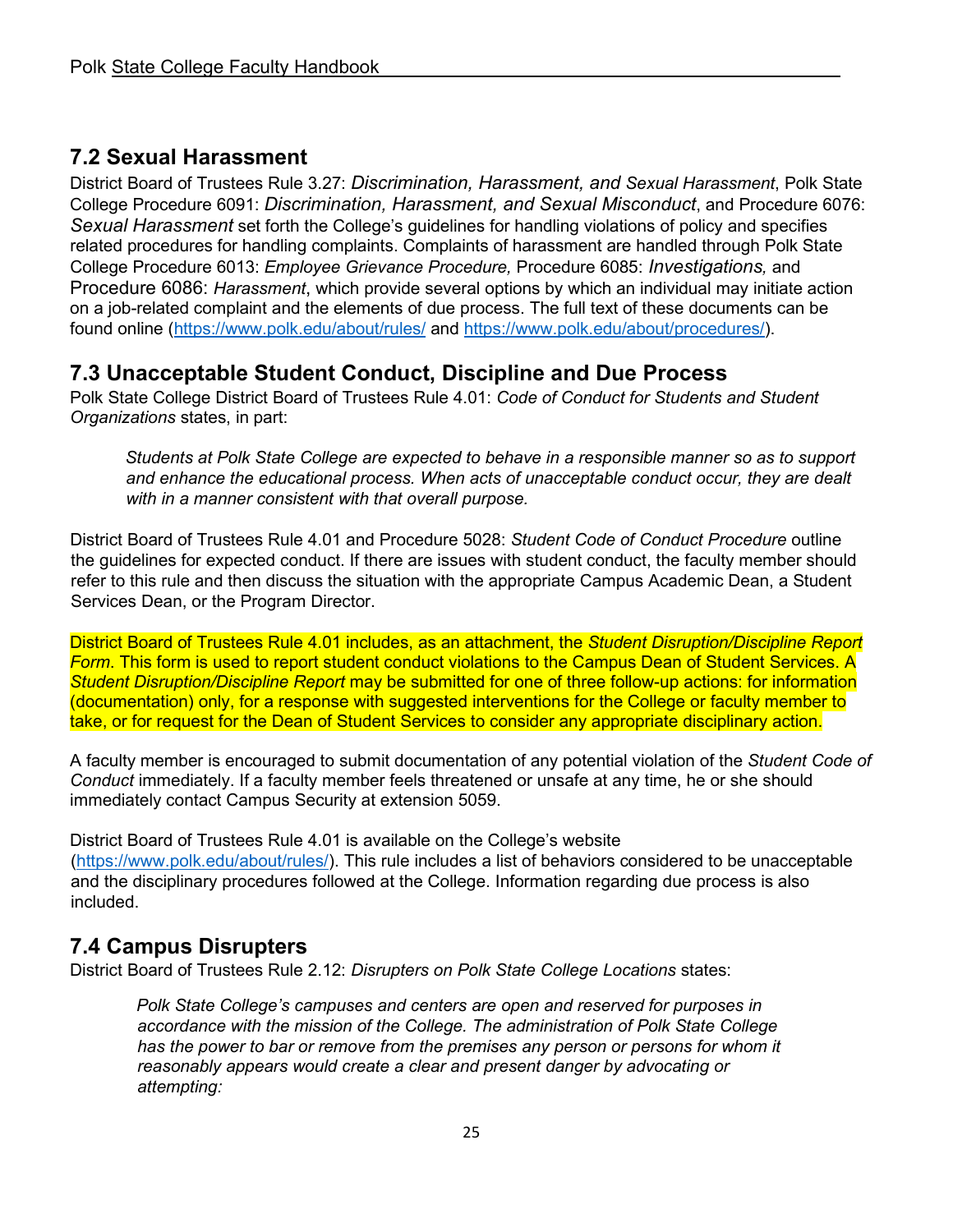## 7.2 Sexual Harassment

District Board of Trustees Rule 3.27: *Discrimination, Harassment, and Sexual Harassment*, Polk State College Procedure 6091: *Discrimination, Harassment, and Sexual Misconduct*, and Procedure 6076: *Sexual Harassment* set forth the College's guidelines for handling violations of policy and specifies related procedures for handling complaints. Complaints of harassment are handled through Polk State College Procedure 6013: *Employee Grievance Procedure,* Procedure 6085: *Investigations,* and Procedure 6086: *Harassment*, which provide several options by which an individual may initiate action on a job-related complaint and the elements of due process. The full text of these documents can be found online (https://www.polk.edu/about/rules/ and https://www.polk.edu/about/procedures/).

## 7.3 Unacceptable Student Conduct, Discipline and Due Process

Polk State College District Board of Trustees Rule 4.01: *Code of Conduct for Students and Student Organizations* states, in part:

> *Students at Polk State College are expected to behave in a responsible manner so as to support and enhance the educational process. When acts of unacceptable conduct occur, they are dealt with in a manner consistent with that overall purpose.*

District Board of Trustees Rule 4.01 and Procedure 5028: *Student Code of Conduct Procedure* outline the guidelines for expected conduct. If there are issues with student conduct, the faculty member should refer to this rule and then discuss the situation with the appropriate Campus Academic Dean, a Student Services Dean, or the Program Director.

District Board of Trustees Rule 4.01 includes, as an attachment, the *Student Disruption/Discipline Report Form*. This form is used to report student conduct violations to the Campus Dean of Student Services. A *Student Disruption/Discipline Report* may be submitted for one of three follow-up actions: for information (documentation) only, for a response with suggested interventions for the College or faculty member to take, or for request for the Dean of Student Services to consider any appropriate disciplinary action.

A faculty member is encouraged to submit documentation of any potential violation of the *Student Code of Conduct* immediately. If a faculty member feels threatened or unsafe at any time, he or she should immediately contact Campus Security at extension 5059.

District Board of Trustees Rule 4.01 is available on the College's website (https://www.polk.edu/about/rules/). This rule includes a list of behaviors considered to be unacceptable and the disciplinary procedures followed at the College. Information regarding due process is also included.

## 7.4 Campus Disrupters

District Board of Trustees Rule 2.12: *Disrupters on Polk State College Locations* states:

> *Polk State College's campuses and centers are open and reserved for purposes in accordance with the mission of the College. The administration of Polk State College has the power to bar or remove from the premises any person or persons for whom it reasonably appears would create a clear and present danger by advocating or attempting:*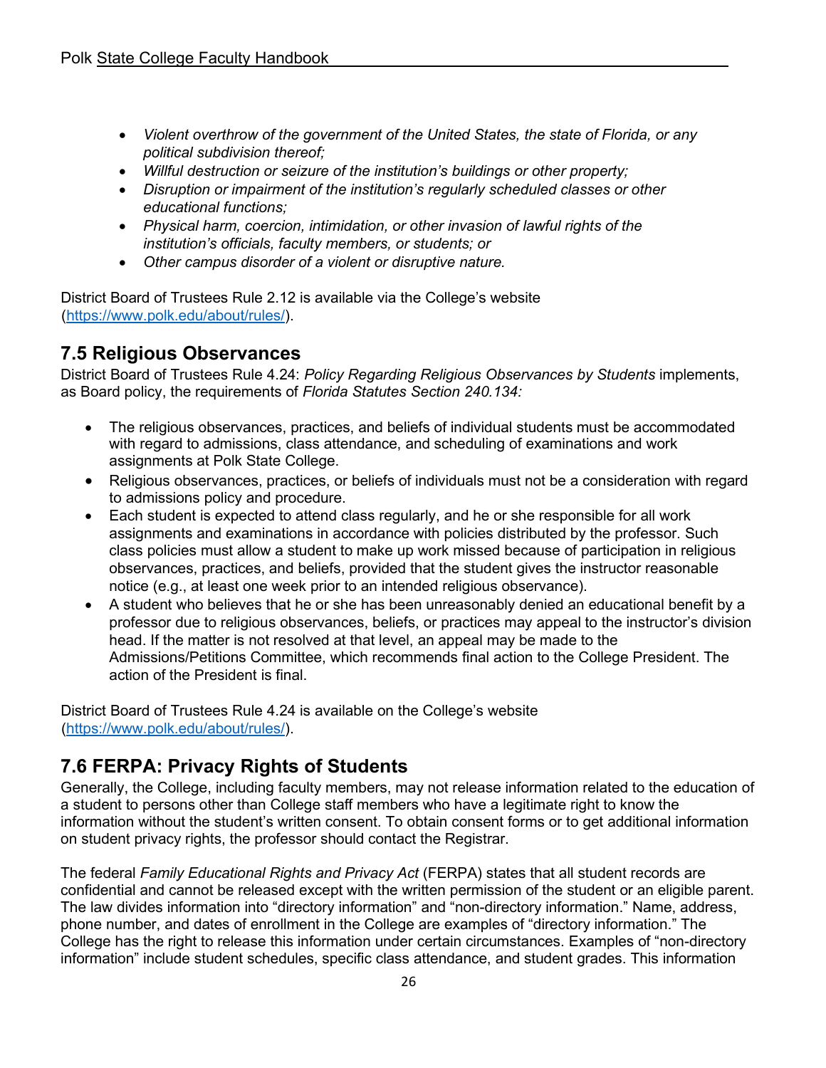- *Violent overthrow of the government of the United States, the state of Florida, or any political subdivision thereof;*
- *Willful destruction or seizure of the institution's buildings or other property;*
- *Disruption or impairment of the institution's regularly scheduled classes or other educational functions;*
- *Physical harm, coercion, intimidation, or other invasion of lawful rights of the institution's officials, faculty members, or students; or*
- *Other campus disorder of a violent or disruptive nature.*

District Board of Trustees Rule 2.12 is available via the College's website (https://www.polk.edu/about/rules/).

## 7.5 Religious Observances

District Board of Trustees Rule 4.24: *Policy Regarding Religious Observances by Students* implements, as Board policy, the requirements of *Florida Statutes Section 240.134:*

- The religious observances, practices, and beliefs of individual students must be accommodated with regard to admissions, class attendance, and scheduling of examinations and work assignments at Polk State College.
- Religious observances, practices, or beliefs of individuals must not be a consideration with regard to admissions policy and procedure.
- Each student is expected to attend class regularly, and he or she responsible for all work assignments and examinations in accordance with policies distributed by the professor. Such class policies must allow a student to make up work missed because of participation in religious observances, practices, and beliefs, provided that the student gives the instructor reasonable notice (e.g., at least one week prior to an intended religious observance).
- A student who believes that he or she has been unreasonably denied an educational benefit by a professor due to religious observances, beliefs, or practices may appeal to the instructor's division head. If the matter is not resolved at that level, an appeal may be made to the Admissions/Petitions Committee, which recommends final action to the College President. The action of the President is final.

District Board of Trustees Rule 4.24 is available on the College's website (https://www.polk.edu/about/rules/).

## 7.6 FERPA: Privacy Rights of Students

Generally, the College, including faculty members, may not release information related to the education of a student to persons other than College staff members who have a legitimate right to know the information without the student's written consent. To obtain consent forms or to get additional information on student privacy rights, the professor should contact the Registrar.

The federal *Family Educational Rights and Privacy Act* (FERPA) states that all student records are confidential and cannot be released except with the written permission of the student or an eligible parent. The law divides information into "directory information" and "non-directory information." Name, address, phone number, and dates of enrollment in the College are examples of "directory information." The College has the right to release this information under certain circumstances. Examples of "non-directory information" include student schedules, specific class attendance, and student grades. This information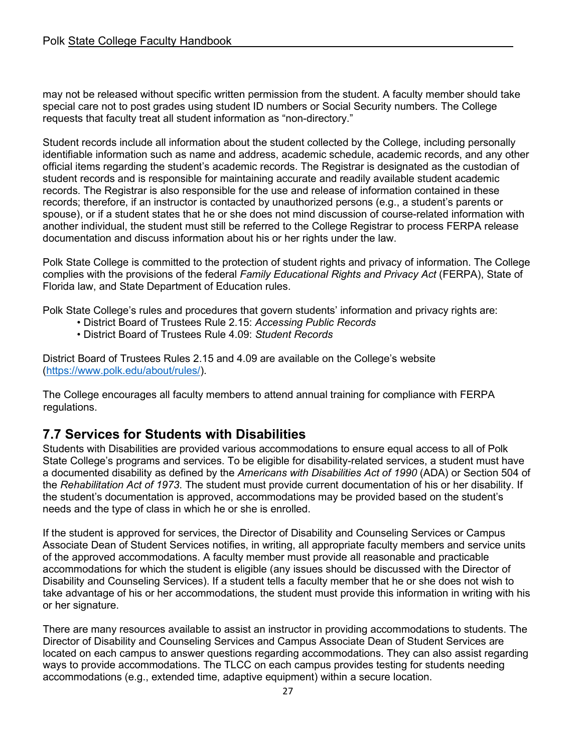may not be released without specific written permission from the student. A faculty member should take special care not to post grades using student ID numbers or Social Security numbers. The College requests that faculty treat all student information as "non-directory."

Student records include all information about the student collected by the College, including personally identifiable information such as name and address, academic schedule, academic records, and any other official items regarding the student's academic records. The Registrar is designated as the custodian of student records and is responsible for maintaining accurate and readily available student academic records. The Registrar is also responsible for the use and release of information contained in these records; therefore, if an instructor is contacted by unauthorized persons (e.g., a student's parents or spouse), or if a student states that he or she does not mind discussion of course-related information with another individual, the student must still be referred to the College Registrar to process FERPA release documentation and discuss information about his or her rights under the law.

Polk State College is committed to the protection of student rights and privacy of information. The College complies with the provisions of the federal *Family Educational Rights and Privacy Act* (FERPA), State of Florida law, and State Department of Education rules.

Polk State College's rules and procedures that govern students' information and privacy rights are:

- District Board of Trustees Rule 2.15: *Accessing Public Records*
- District Board of Trustees Rule 4.09: *Student Records*

District Board of Trustees Rules 2.15 and 4.09 are available on the College's website ([https://www.polk.edu/about/rules/](https://www.polk.edu/about/rules/)).

The College encourages all faculty members to attend annual training for compliance with FERPA regulations.

## 7.7 Services for Students with Disabilities

Students with Disabilities are provided various accommodations to ensure equal access to all of Polk State College's programs and services. To be eligible for disability-related services, a student must have a documented disability as defined by the *Americans with Disabilities Act of 1990* (ADA) or Section 504 of the *Rehabilitation Act of 1973*. The student must provide current documentation of his or her disability. If the student's documentation is approved, accommodations may be provided based on the student's needs and the type of class in which he or she is enrolled.

If the student is approved for services, the Director of Disability and Counseling Services or Campus Associate Dean of Student Services notifies, in writing, all appropriate faculty members and service units of the approved accommodations. A faculty member must provide all reasonable and practicable accommodations for which the student is eligible (any issues should be discussed with the Director of Disability and Counseling Services). If a student tells a faculty member that he or she does not wish to take advantage of his or her accommodations, the student must provide this information in writing with his or her signature.

There are many resources available to assist an instructor in providing accommodations to students. The Director of Disability and Counseling Services and Campus Associate Dean of Student Services are located on each campus to answer questions regarding accommodations. They can also assist regarding ways to provide accommodations. The TLCC on each campus provides testing for students needing accommodations (e.g., extended time, adaptive equipment) within a secure location.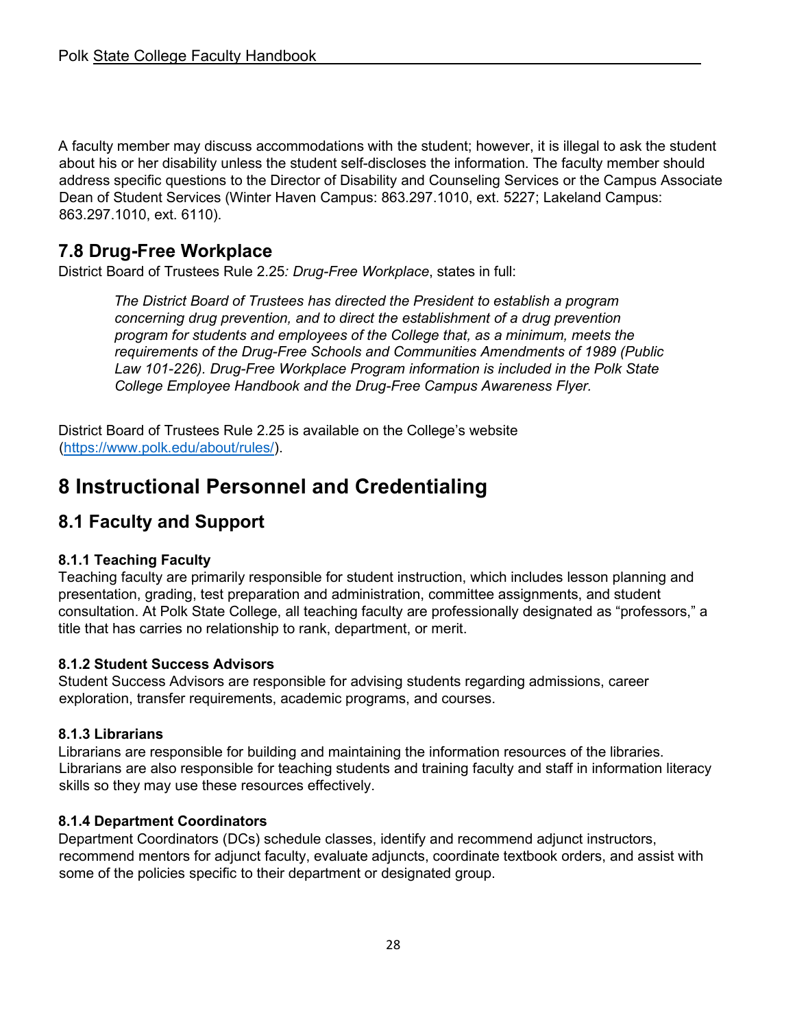A faculty member may discuss accommodations with the student; however, it is illegal to ask the student about his or her disability unless the student self-discloses the information. The faculty member should address specific questions to the Director of Disability and Counseling Services or the Campus Associate Dean of Student Services (Winter Haven Campus: 863.297.1010, ext. 5227; Lakeland Campus: 863.297.1010, ext. 6110).

## 7.8 Drug-Free Workplace

District Board of Trustees Rule 2.25*: Drug-Free Workplace*, states in full:

> *The District Board of Trustees has directed the President to establish a program concerning drug prevention, and to direct the establishment of a drug prevention program for students and employees of the College that, as a minimum, meets the requirements of the Drug-Free Schools and Communities Amendments of 1989 (Public Law 101-226). Drug-Free Workplace Program information is included in the Polk State College Employee Handbook and the Drug-Free Campus Awareness Flyer.*

District Board of Trustees Rule 2.25 is available on the College's website (https://www.polk.edu/about/rules/).

# 8 Instructional Personnel and Credentialing

## 8.1 Faculty and Support

### 8.1.1 Teaching Faculty

Teaching faculty are primarily responsible for student instruction, which includes lesson planning and presentation, grading, test preparation and administration, committee assignments, and student consultation. At Polk State College, all teaching faculty are professionally designated as "professors," a title that has carries no relationship to rank, department, or merit.

### 8.1.2 Student Success Advisors

Student Success Advisors are responsible for advising students regarding admissions, career exploration, transfer requirements, academic programs, and courses.

### 8.1.3 Librarians

Librarians are responsible for building and maintaining the information resources of the libraries. Librarians are also responsible for teaching students and training faculty and staff in information literacy skills so they may use these resources effectively.

### 8.1.4 Department Coordinators

Department Coordinators (DCs) schedule classes, identify and recommend adjunct instructors, recommend mentors for adjunct faculty, evaluate adjuncts, coordinate textbook orders, and assist with some of the policies specific to their department or designated group.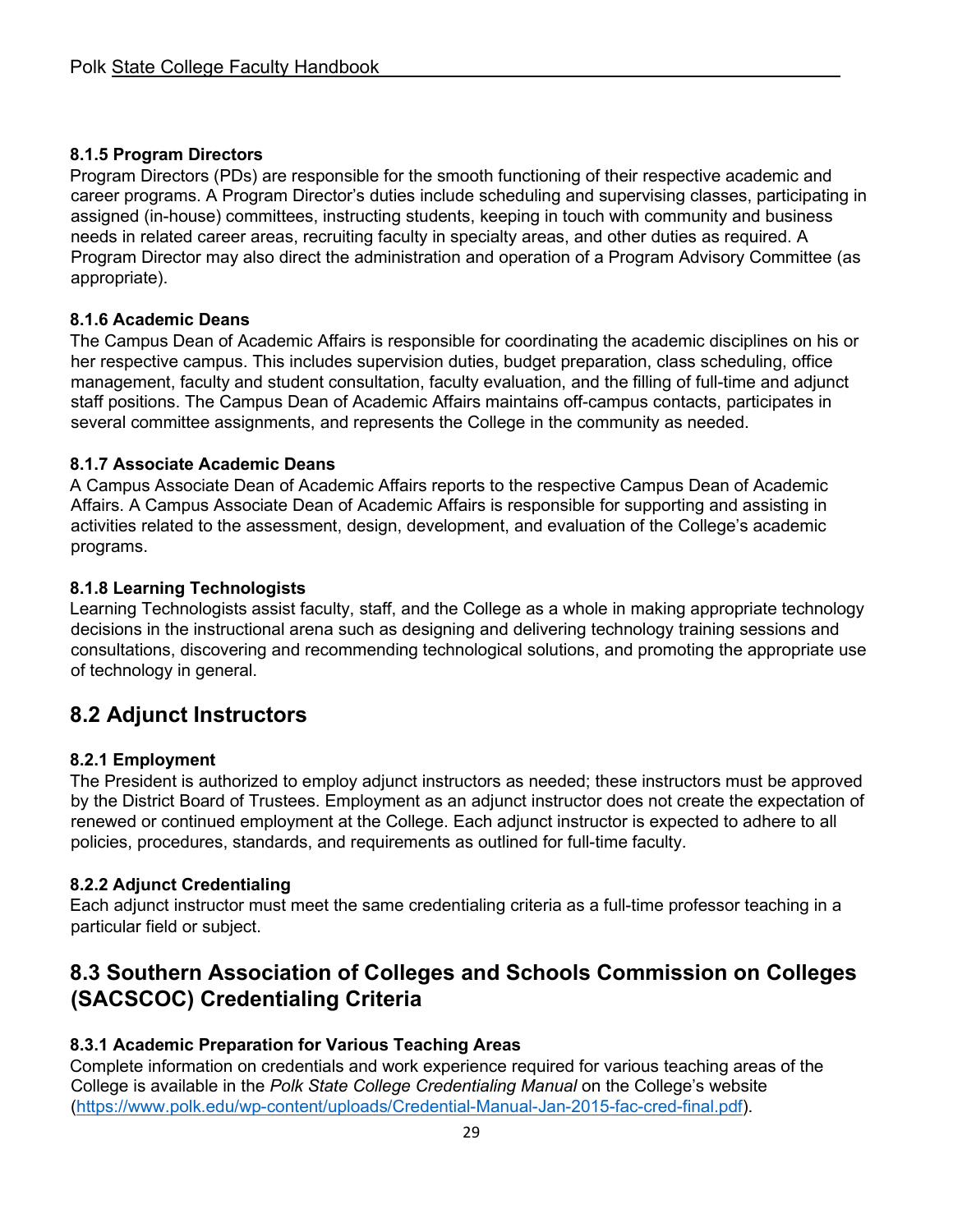#### 8.1.5 Program Directors

Program Directors (PDs) are responsible for the smooth functioning of their respective academic and career programs. A Program Director's duties include scheduling and supervising classes, participating in assigned (in-house) committees, instructing students, keeping in touch with community and business needs in related career areas, recruiting faculty in specialty areas, and other duties as required. A Program Director may also direct the administration and operation of a Program Advisory Committee (as appropriate).

#### 8.1.6 Academic Deans

The Campus Dean of Academic Affairs is responsible for coordinating the academic disciplines on his or her respective campus. This includes supervision duties, budget preparation, class scheduling, office management, faculty and student consultation, faculty evaluation, and the filling of full-time and adjunct staff positions. The Campus Dean of Academic Affairs maintains off-campus contacts, participates in several committee assignments, and represents the College in the community as needed.

#### 8.1.7 Associate Academic Deans

A Campus Associate Dean of Academic Affairs reports to the respective Campus Dean of Academic Affairs. A Campus Associate Dean of Academic Affairs is responsible for supporting and assisting in activities related to the assessment, design, development, and evaluation of the College's academic programs.

#### 8.1.8 Learning Technologists

Learning Technologists assist faculty, staff, and the College as a whole in making appropriate technology decisions in the instructional arena such as designing and delivering technology training sessions and consultations, discovering and recommending technological solutions, and promoting the appropriate use of technology in general.

## 8.2 Adjunct Instructors

#### 8.2.1 Employment

The President is authorized to employ adjunct instructors as needed; these instructors must be approved by the District Board of Trustees. Employment as an adjunct instructor does not create the expectation of renewed or continued employment at the College. Each adjunct instructor is expected to adhere to all policies, procedures, standards, and requirements as outlined for full-time faculty.

#### 8.2.2 Adjunct Credentialing

Each adjunct instructor must meet the same credentialing criteria as a full-time professor teaching in a particular field or subject.

## 8.3 Southern Association of Colleges and Schools Commission on Colleges (SACSCOC) Credentialing Criteria

#### 8.3.1 Academic Preparation for Various Teaching Areas

Complete information on credentials and work experience required for various teaching areas of the College is available in the *Polk State College Credentialing Manual* on the College's website (https://www.polk.edu/wp-content/uploads/Credential-Manual-Jan-2015-fac-cred-final.pdf).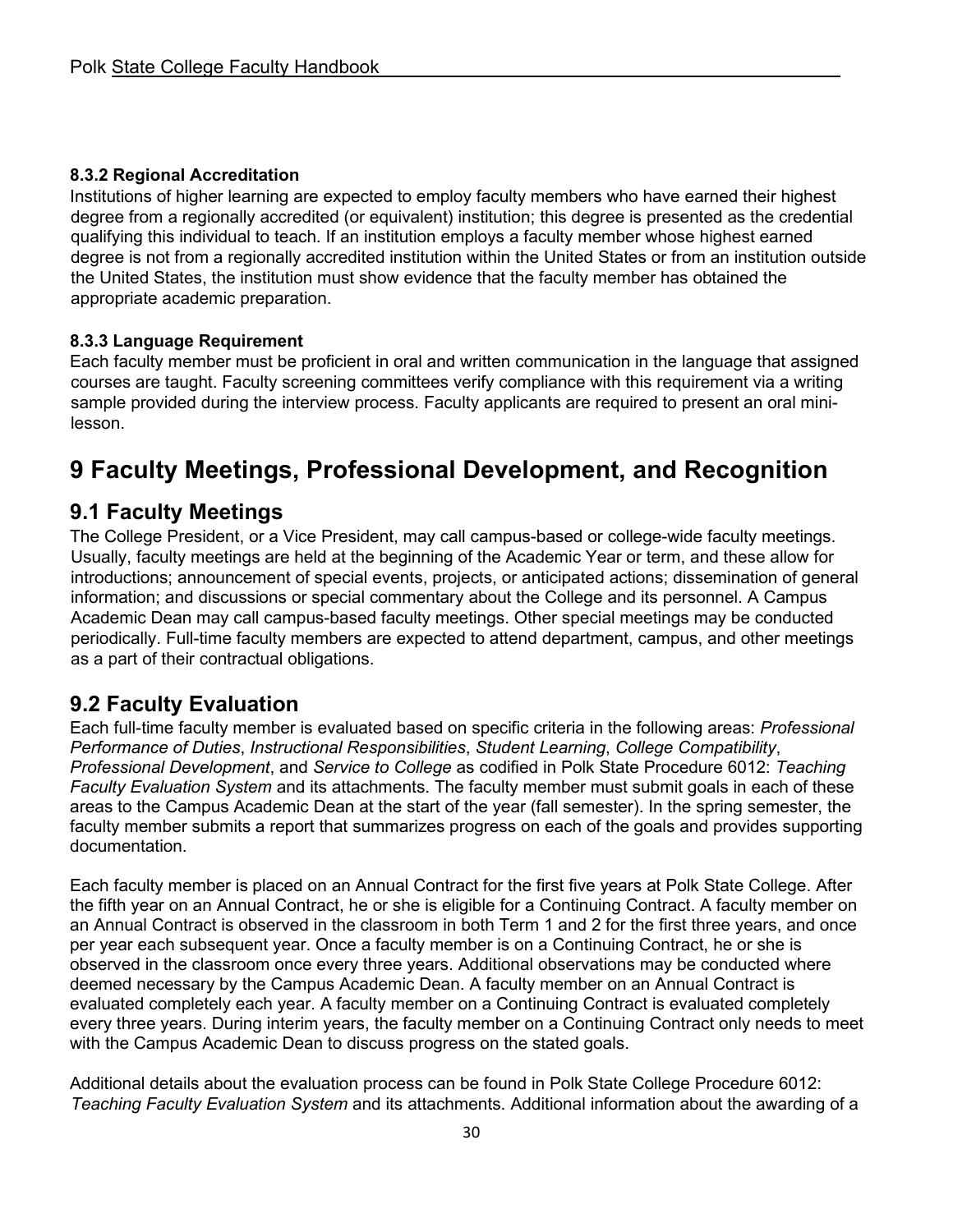#### 8.3.2 Regional Accreditation

Institutions of higher learning are expected to employ faculty members who have earned their highest degree from a regionally accredited (or equivalent) institution; this degree is presented as the credential qualifying this individual to teach. If an institution employs a faculty member whose highest earned degree is not from a regionally accredited institution within the United States or from an institution outside the United States, the institution must show evidence that the faculty member has obtained the appropriate academic preparation.

#### 8.3.3 Language Requirement

Each faculty member must be proficient in oral and written communication in the language that assigned courses are taught. Faculty screening committees verify compliance with this requirement via a writing sample provided during the interview process. Faculty applicants are required to present an oral mini-lesson.

# 9 Faculty Meetings, Professional Development, and Recognition

## 9.1 Faculty Meetings

The College President, or a Vice President, may call campus-based or college-wide faculty meetings. Usually, faculty meetings are held at the beginning of the Academic Year or term, and these allow for introductions; announcement of special events, projects, or anticipated actions; dissemination of general information; and discussions or special commentary about the College and its personnel. A Campus Academic Dean may call campus-based faculty meetings. Other special meetings may be conducted periodically. Full-time faculty members are expected to attend department, campus, and other meetings as a part of their contractual obligations.

## 9.2 Faculty Evaluation

Each full-time faculty member is evaluated based on specific criteria in the following areas: *Professional Performance of Duties*, *Instructional Responsibilities*, *Student Learning*, *College Compatibility*, *Professional Development*, and *Service to College* as codified in Polk State Procedure 6012: *Teaching Faculty Evaluation System* and its attachments. The faculty member must submit goals in each of these areas to the Campus Academic Dean at the start of the year (fall semester). In the spring semester, the faculty member submits a report that summarizes progress on each of the goals and provides supporting documentation.

Each faculty member is placed on an Annual Contract for the first five years at Polk State College. After the fifth year on an Annual Contract, he or she is eligible for a Continuing Contract. A faculty member on an Annual Contract is observed in the classroom in both Term 1 and 2 for the first three years, and once per year each subsequent year. Once a faculty member is on a Continuing Contract, he or she is observed in the classroom once every three years. Additional observations may be conducted where deemed necessary by the Campus Academic Dean. A faculty member on an Annual Contract is evaluated completely each year. A faculty member on a Continuing Contract is evaluated completely every three years. During interim years, the faculty member on a Continuing Contract only needs to meet with the Campus Academic Dean to discuss progress on the stated goals.

Additional details about the evaluation process can be found in Polk State College Procedure 6012: *Teaching Faculty Evaluation System* and its attachments. Additional information about the awarding of a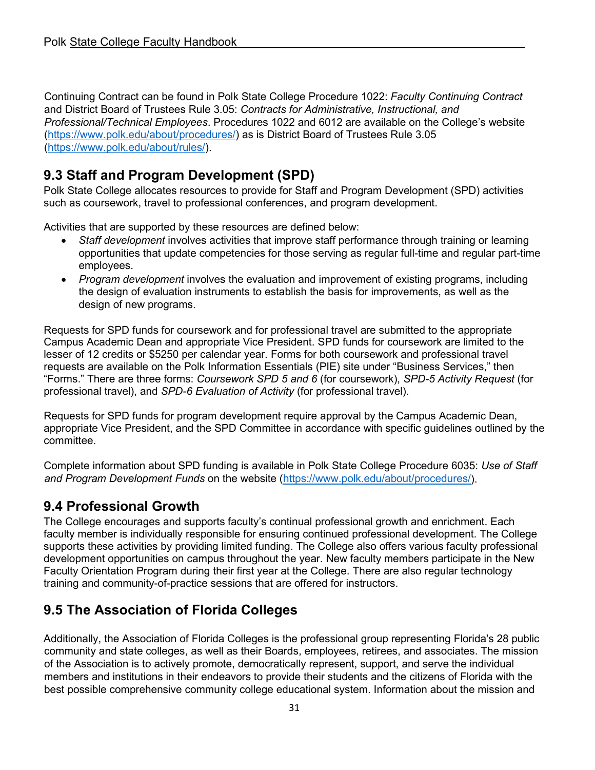Continuing Contract can be found in Polk State College Procedure 1022: *Faculty Continuing Contract* and District Board of Trustees Rule 3.05: *Contracts for Administrative, Instructional, and Professional/Technical Employees*. Procedures 1022 and 6012 are available on the College's website (https://www.polk.edu/about/procedures/) as is District Board of Trustees Rule 3.05 (https://www.polk.edu/about/rules/).

## 9.3 Staff and Program Development (SPD)

Polk State College allocates resources to provide for Staff and Program Development (SPD) activities such as coursework, travel to professional conferences, and program development.

Activities that are supported by these resources are defined below:

- *Staff development* involves activities that improve staff performance through training or learning opportunities that update competencies for those serving as regular full-time and regular part-time employees.
- *Program development* involves the evaluation and improvement of existing programs, including the design of evaluation instruments to establish the basis for improvements, as well as the design of new programs.

Requests for SPD funds for coursework and for professional travel are submitted to the appropriate Campus Academic Dean and appropriate Vice President. SPD funds for coursework are limited to the lesser of 12 credits or $5250 per calendar year. Forms for both coursework and professional travel requests are available on the Polk Information Essentials (PIE) site under "Business Services," then "Forms." There are three forms: *Coursework SPD 5 and 6* (for coursework), *SPD-5 Activity Request* (for professional travel), and *SPD-6 Evaluation of Activity* (for professional travel).

Requests for SPD funds for program development require approval by the Campus Academic Dean, appropriate Vice President, and the SPD Committee in accordance with specific guidelines outlined by the committee.

Complete information about SPD funding is available in Polk State College Procedure 6035: *Use of Staff and Program Development Funds* on the website (https://www.polk.edu/about/procedures/).

## 9.4 Professional Growth

The College encourages and supports faculty's continual professional growth and enrichment. Each faculty member is individually responsible for ensuring continued professional development. The College supports these activities by providing limited funding. The College also offers various faculty professional development opportunities on campus throughout the year. New faculty members participate in the New Faculty Orientation Program during their first year at the College. There are also regular technology training and community-of-practice sessions that are offered for instructors.

## 9.5 The Association of Florida Colleges

Additionally, the Association of Florida Colleges is the professional group representing Florida's 28 public community and state colleges, as well as their Boards, employees, retirees, and associates. The mission of the Association is to actively promote, democratically represent, support, and serve the individual members and institutions in their endeavors to provide their students and the citizens of Florida with the best possible comprehensive community college educational system. Information about the mission and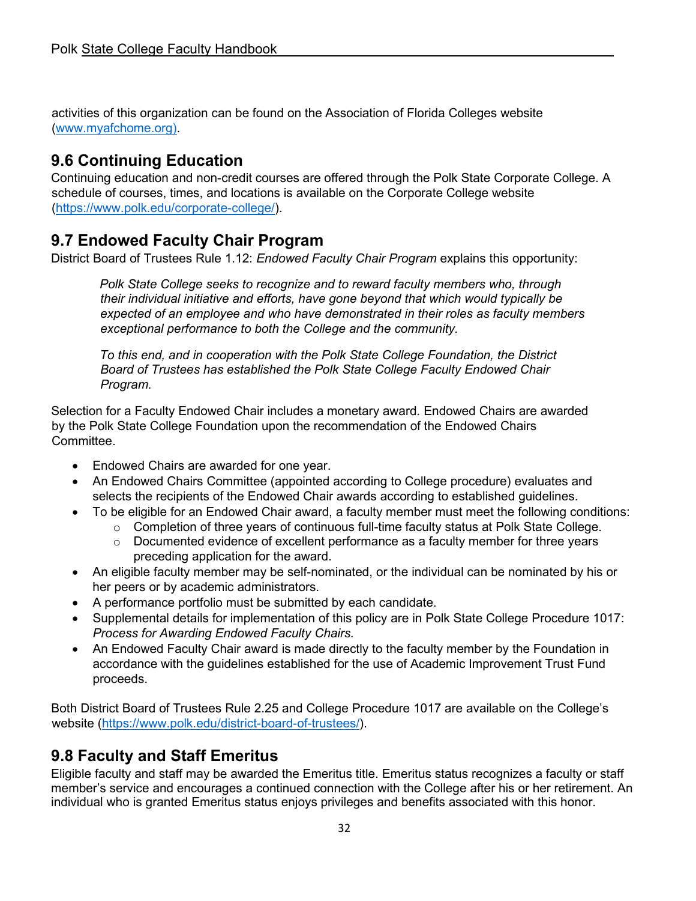activities of this organization can be found on the Association of Florida Colleges website (www.myafchome.org).

## 9.6 Continuing Education

Continuing education and non-credit courses are offered through the Polk State Corporate College. A schedule of courses, times, and locations is available on the Corporate College website (https://www.polk.edu/corporate-college/).

## 9.7 Endowed Faculty Chair Program

District Board of Trustees Rule 1.12: *Endowed Faculty Chair Program* explains this opportunity:

> *Polk State College seeks to recognize and to reward faculty members who, through their individual initiative and efforts, have gone beyond that which would typically be expected of an employee and who have demonstrated in their roles as faculty members exceptional performance to both the College and the community.*
>
> *To this end, and in cooperation with the Polk State College Foundation, the District Board of Trustees has established the Polk State College Faculty Endowed Chair Program.*

Selection for a Faculty Endowed Chair includes a monetary award. Endowed Chairs are awarded by the Polk State College Foundation upon the recommendation of the Endowed Chairs Committee.

- Endowed Chairs are awarded for one year.
- An Endowed Chairs Committee (appointed according to College procedure) evaluates and selects the recipients of the Endowed Chair awards according to established guidelines.
- To be eligible for an Endowed Chair award, a faculty member must meet the following conditions:
  - Completion of three years of continuous full-time faculty status at Polk State College.
  - Documented evidence of excellent performance as a faculty member for three years preceding application for the award.
- An eligible faculty member may be self-nominated, or the individual can be nominated by his or her peers or by academic administrators.
- A performance portfolio must be submitted by each candidate.
- Supplemental details for implementation of this policy are in Polk State College Procedure 1017: *Process for Awarding Endowed Faculty Chairs.*
- An Endowed Faculty Chair award is made directly to the faculty member by the Foundation in accordance with the guidelines established for the use of Academic Improvement Trust Fund proceeds.

Both District Board of Trustees Rule 2.25 and College Procedure 1017 are available on the College's website (https://www.polk.edu/district-board-of-trustees/).

## 9.8 Faculty and Staff Emeritus

Eligible faculty and staff may be awarded the Emeritus title. Emeritus status recognizes a faculty or staff member's service and encourages a continued connection with the College after his or her retirement. An individual who is granted Emeritus status enjoys privileges and benefits associated with this honor.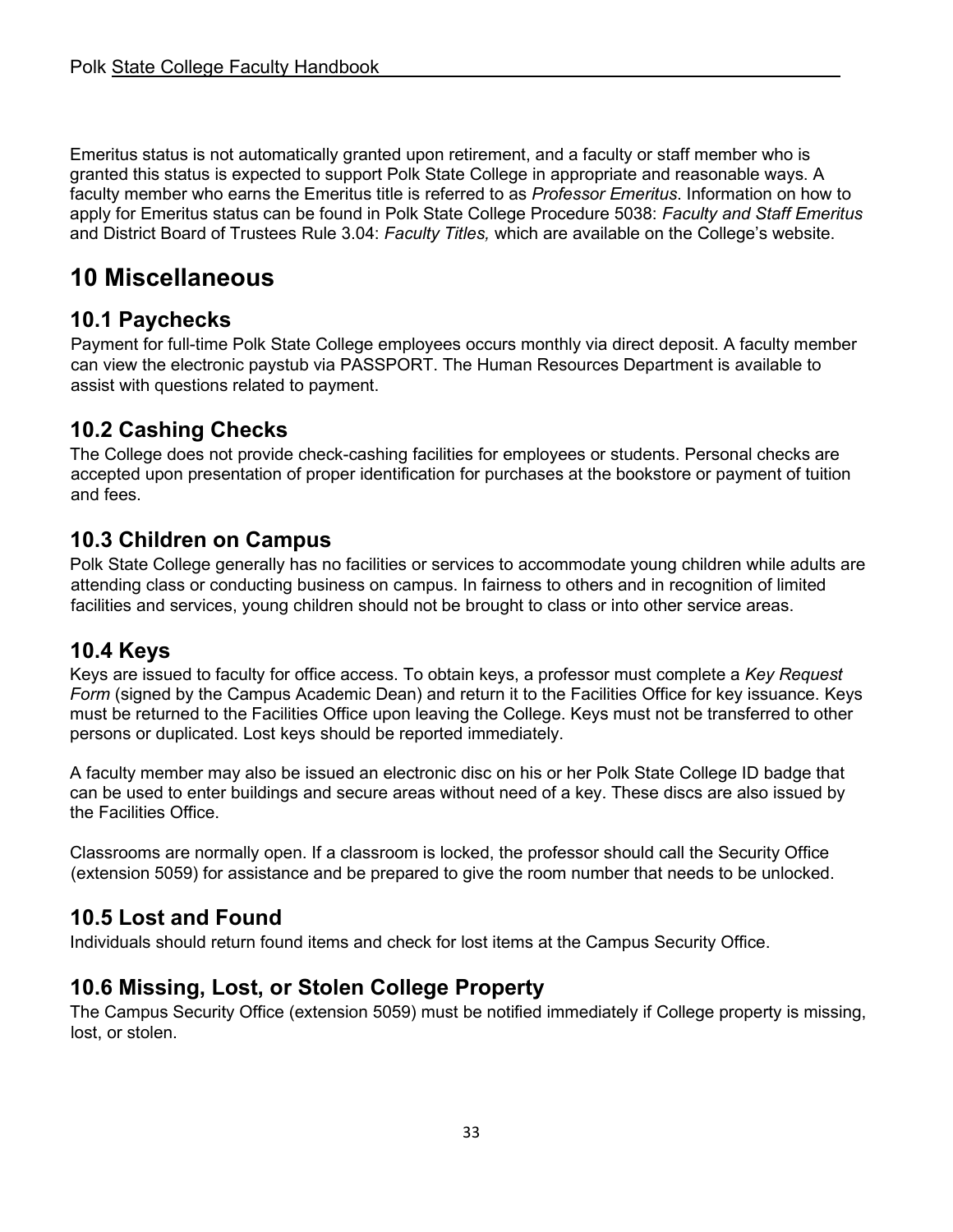Emeritus status is not automatically granted upon retirement, and a faculty or staff member who is granted this status is expected to support Polk State College in appropriate and reasonable ways. A faculty member who earns the Emeritus title is referred to as *Professor Emeritus*. Information on how to apply for Emeritus status can be found in Polk State College Procedure 5038: *Faculty and Staff Emeritus* and District Board of Trustees Rule 3.04: *Faculty Titles,* which are available on the College's website.

# 10 Miscellaneous

## 10.1 Paychecks

Payment for full-time Polk State College employees occurs monthly via direct deposit. A faculty member can view the electronic paystub via PASSPORT. The Human Resources Department is available to assist with questions related to payment.

## 10.2 Cashing Checks

The College does not provide check-cashing facilities for employees or students. Personal checks are accepted upon presentation of proper identification for purchases at the bookstore or payment of tuition and fees.

## 10.3 Children on Campus

Polk State College generally has no facilities or services to accommodate young children while adults are attending class or conducting business on campus. In fairness to others and in recognition of limited facilities and services, young children should not be brought to class or into other service areas.

## 10.4 Keys

Keys are issued to faculty for office access. To obtain keys, a professor must complete a *Key Request Form* (signed by the Campus Academic Dean) and return it to the Facilities Office for key issuance. Keys must be returned to the Facilities Office upon leaving the College. Keys must not be transferred to other persons or duplicated. Lost keys should be reported immediately.

A faculty member may also be issued an electronic disc on his or her Polk State College ID badge that can be used to enter buildings and secure areas without need of a key. These discs are also issued by the Facilities Office.

Classrooms are normally open. If a classroom is locked, the professor should call the Security Office (extension 5059) for assistance and be prepared to give the room number that needs to be unlocked.

## 10.5 Lost and Found

Individuals should return found items and check for lost items at the Campus Security Office.

## 10.6 Missing, Lost, or Stolen College Property

The Campus Security Office (extension 5059) must be notified immediately if College property is missing, lost, or stolen.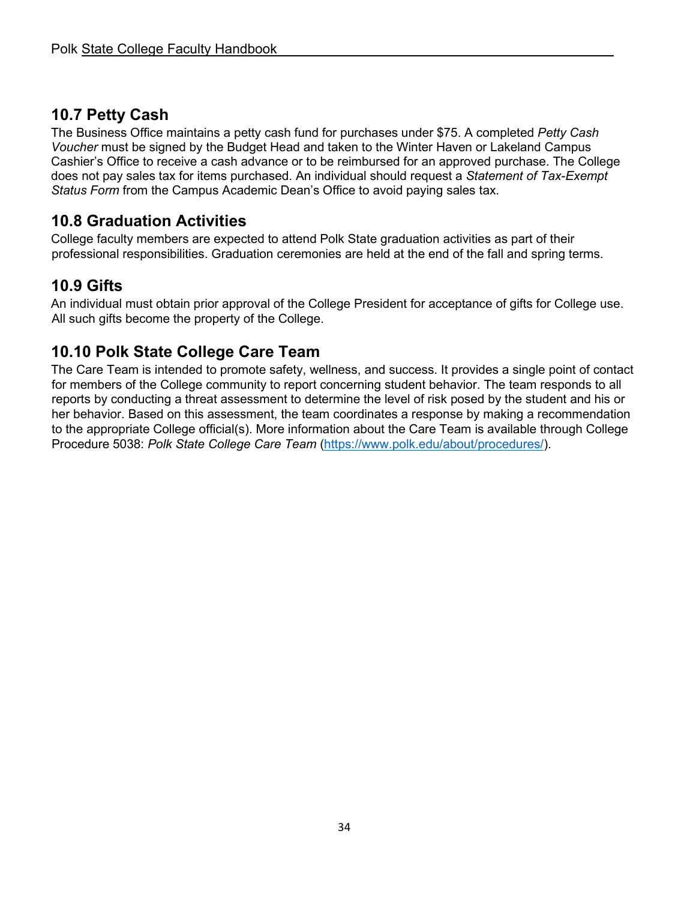## 10.7 Petty Cash

The Business Office maintains a petty cash fund for purchases under $75. A completed *Petty Cash Voucher* must be signed by the Budget Head and taken to the Winter Haven or Lakeland Campus Cashier's Office to receive a cash advance or to be reimbursed for an approved purchase. The College does not pay sales tax for items purchased. An individual should request a *Statement of Tax-Exempt Status Form* from the Campus Academic Dean's Office to avoid paying sales tax.

## 10.8 Graduation Activities

College faculty members are expected to attend Polk State graduation activities as part of their professional responsibilities. Graduation ceremonies are held at the end of the fall and spring terms.

## 10.9 Gifts

An individual must obtain prior approval of the College President for acceptance of gifts for College use. All such gifts become the property of the College.

## 10.10 Polk State College Care Team

The Care Team is intended to promote safety, wellness, and success. It provides a single point of contact for members of the College community to report concerning student behavior. The team responds to all reports by conducting a threat assessment to determine the level of risk posed by the student and his or her behavior. Based on this assessment, the team coordinates a response by making a recommendation to the appropriate College official(s). More information about the Care Team is available through College Procedure 5038: *Polk State College Care Team* (https://www.polk.edu/about/procedures/).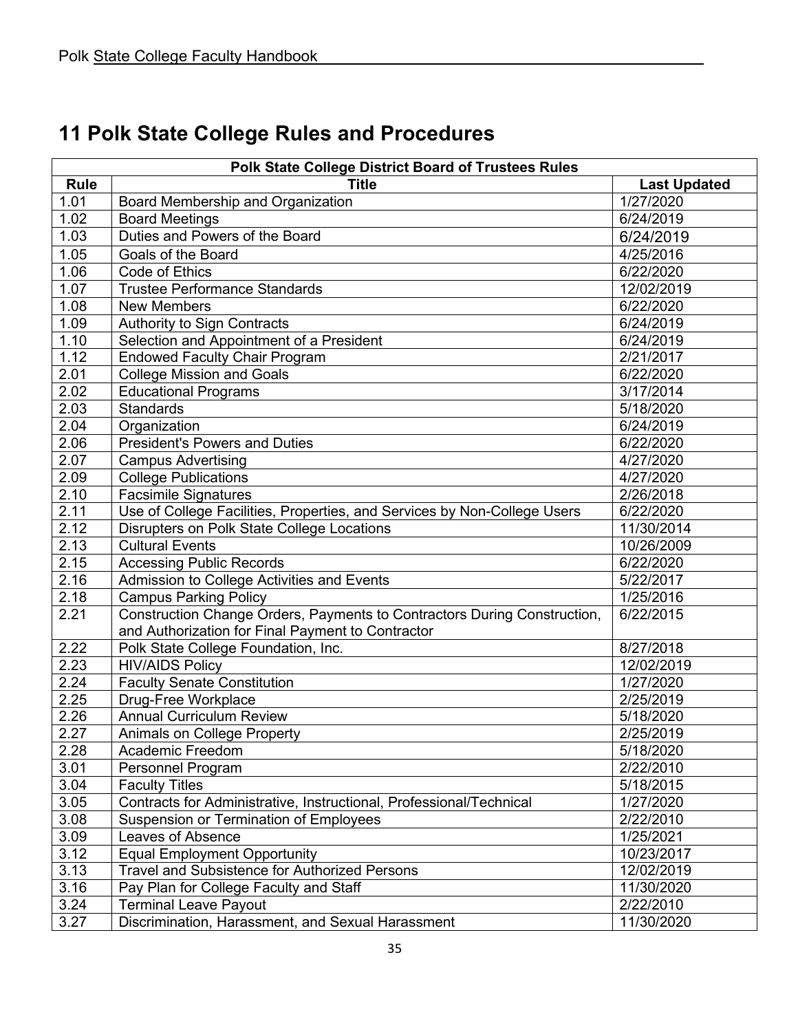# 11 Polk State College Rules and Procedures

| Polk State College District Board of Trustees Rules | | |
|---|---|---|
| **Rule** | **Title** | **Last Updated** |
| 1.01 | Board Membership and Organization | 1/27/2020 |
| 1.02 | Board Meetings | 6/24/2019 |
| 1.03 | Duties and Powers of the Board | 6/24/2019 |
| 1.05 | Goals of the Board | 4/25/2016 |
| 1.06 | Code of Ethics | 6/22/2020 |
| 1.07 | Trustee Performance Standards | 12/02/2019 |
| 1.08 | New Members | 6/22/2020 |
| 1.09 | Authority to Sign Contracts | 6/24/2019 |
| 1.10 | Selection and Appointment of a President | 6/24/2019 |
| 1.12 | Endowed Faculty Chair Program | 2/21/2017 |
| 2.01 | College Mission and Goals | 6/22/2020 |
| 2.02 | Educational Programs | 3/17/2014 |
| 2.03 | Standards | 5/18/2020 |
| 2.04 | Organization | 6/24/2019 |
| 2.06 | President's Powers and Duties | 6/22/2020 |
| 2.07 | Campus Advertising | 4/27/2020 |
| 2.09 | College Publications | 4/27/2020 |
| 2.10 | Facsimile Signatures | 2/26/2018 |
| 2.11 | Use of College Facilities, Properties, and Services by Non-College Users | 6/22/2020 |
| 2.12 | Disrupters on Polk State College Locations | 11/30/2014 |
| 2.13 | Cultural Events | 10/26/2009 |
| 2.15 | Accessing Public Records | 6/22/2020 |
| 2.16 | Admission to College Activities and Events | 5/22/2017 |
| 2.18 | Campus Parking Policy | 1/25/2016 |
| 2.21 | Construction Change Orders, Payments to Contractors During Construction, and Authorization for Final Payment to Contractor | 6/22/2015 |
| 2.22 | Polk State College Foundation, Inc. | 8/27/2018 |
| 2.23 | HIV/AIDS Policy | 12/02/2019 |
| 2.24 | Faculty Senate Constitution | 1/27/2020 |
| 2.25 | Drug-Free Workplace | 2/25/2019 |
| 2.26 | Annual Curriculum Review | 5/18/2020 |
| 2.27 | Animals on College Property | 2/25/2019 |
| 2.28 | Academic Freedom | 5/18/2020 |
| 3.01 | Personnel Program | 2/22/2010 |
| 3.04 | Faculty Titles | 5/18/2015 |
| 3.05 | Contracts for Administrative, Instructional, Professional/Technical | 1/27/2020 |
| 3.08 | Suspension or Termination of Employees | 2/22/2010 |
| 3.09 | Leaves of Absence | 1/25/2021 |
| 3.12 | Equal Employment Opportunity | 10/23/2017 |
| 3.13 | Travel and Subsistence for Authorized Persons | 12/02/2019 |
| 3.16 | Pay Plan for College Faculty and Staff | 11/30/2020 |
| 3.24 | Terminal Leave Payout | 2/22/2010 |
| 3.27 | Discrimination, Harassment, and Sexual Harassment | 11/30/2020 |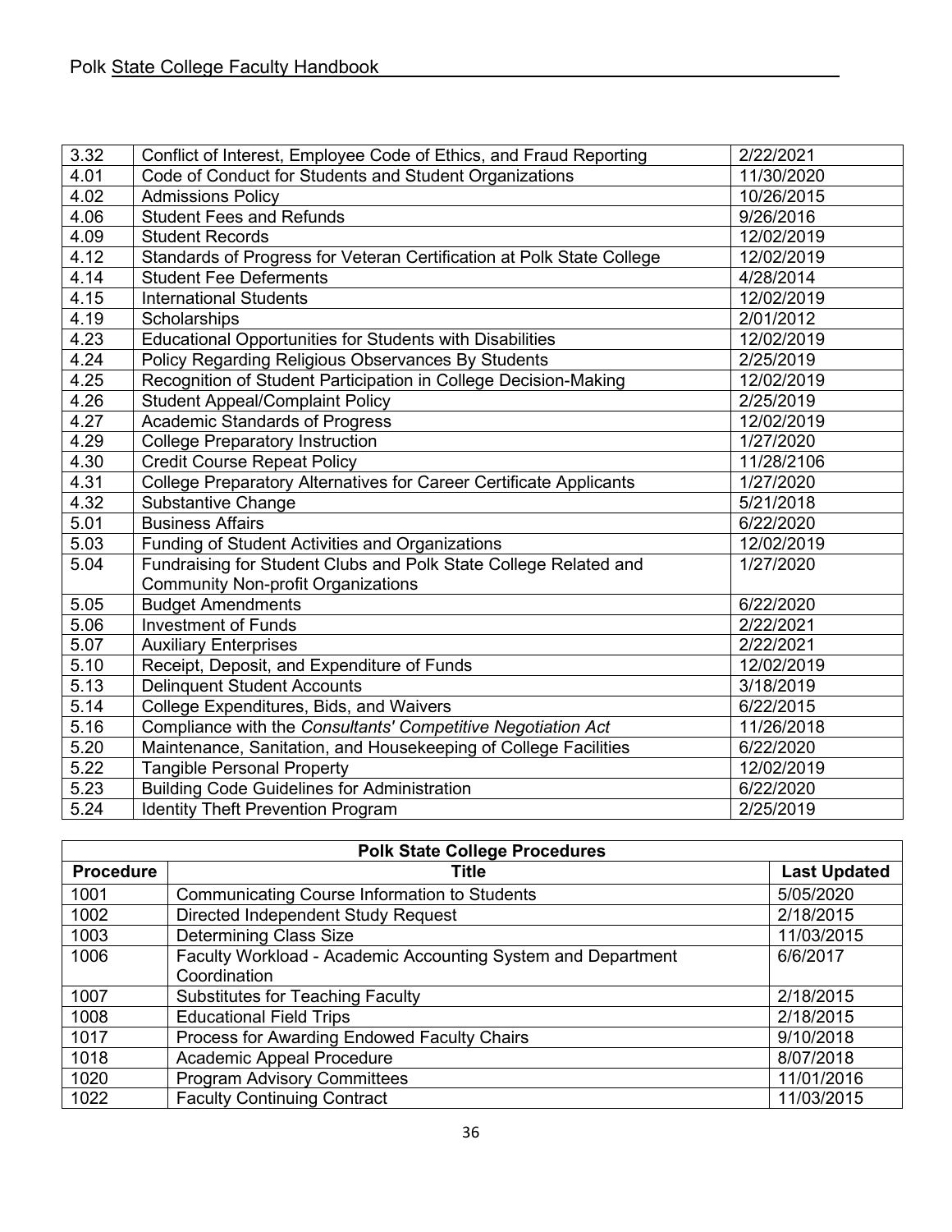| | | |
|---|---|---|
| 3.32 | Conflict of Interest, Employee Code of Ethics, and Fraud Reporting | 2/22/2021 |
| 4.01 | Code of Conduct for Students and Student Organizations | 11/30/2020 |
| 4.02 | Admissions Policy | 10/26/2015 |
| 4.06 | Student Fees and Refunds | 9/26/2016 |
| 4.09 | Student Records | 12/02/2019 |
| 4.12 | Standards of Progress for Veteran Certification at Polk State College | 12/02/2019 |
| 4.14 | Student Fee Deferments | 4/28/2014 |
| 4.15 | International Students | 12/02/2019 |
| 4.19 | Scholarships | 2/01/2012 |
| 4.23 | Educational Opportunities for Students with Disabilities | 12/02/2019 |
| 4.24 | Policy Regarding Religious Observances By Students | 2/25/2019 |
| 4.25 | Recognition of Student Participation in College Decision-Making | 12/02/2019 |
| 4.26 | Student Appeal/Complaint Policy | 2/25/2019 |
| 4.27 | Academic Standards of Progress | 12/02/2019 |
| 4.29 | College Preparatory Instruction | 1/27/2020 |
| 4.30 | Credit Course Repeat Policy | 11/28/2106 |
| 4.31 | College Preparatory Alternatives for Career Certificate Applicants | 1/27/2020 |
| 4.32 | Substantive Change | 5/21/2018 |
| 5.01 | Business Affairs | 6/22/2020 |
| 5.03 | Funding of Student Activities and Organizations | 12/02/2019 |
| 5.04 | Fundraising for Student Clubs and Polk State College Related and Community Non-profit Organizations | 1/27/2020 |
| 5.05 | Budget Amendments | 6/22/2020 |
| 5.06 | Investment of Funds | 2/22/2021 |
| 5.07 | Auxiliary Enterprises | 2/22/2021 |
| 5.10 | Receipt, Deposit, and Expenditure of Funds | 12/02/2019 |
| 5.13 | Delinquent Student Accounts | 3/18/2019 |
| 5.14 | College Expenditures, Bids, and Waivers | 6/22/2015 |
| 5.16 | Compliance with the *Consultants' Competitive Negotiation Act* | 11/26/2018 |
| 5.20 | Maintenance, Sanitation, and Housekeeping of College Facilities | 6/22/2020 |
| 5.22 | Tangible Personal Property | 12/02/2019 |
| 5.23 | Building Code Guidelines for Administration | 6/22/2020 |
| 5.24 | Identity Theft Prevention Program | 2/25/2019 |

| **Polk State College Procedures** | | |
|---|---|---|
| **Procedure** | **Title** | **Last Updated** |
| 1001 | Communicating Course Information to Students | 5/05/2020 |
| 1002 | Directed Independent Study Request | 2/18/2015 |
| 1003 | Determining Class Size | 11/03/2015 |
| 1006 | Faculty Workload - Academic Accounting System and Department Coordination | 6/6/2017 |
| 1007 | Substitutes for Teaching Faculty | 2/18/2015 |
| 1008 | Educational Field Trips | 2/18/2015 |
| 1017 | Process for Awarding Endowed Faculty Chairs | 9/10/2018 |
| 1018 | Academic Appeal Procedure | 8/07/2018 |
| 1020 | Program Advisory Committees | 11/01/2016 |
| 1022 | Faculty Continuing Contract | 11/03/2015 |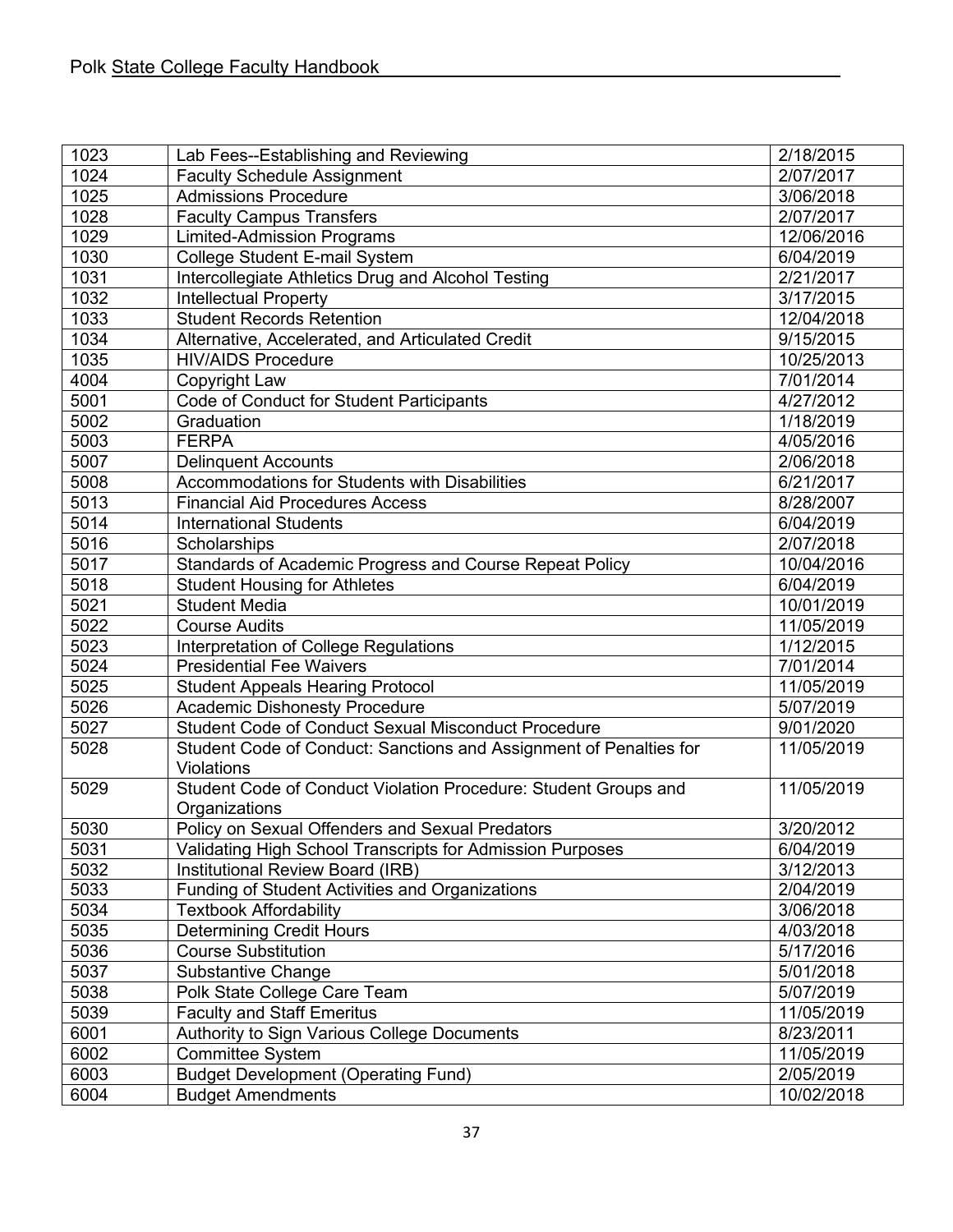| | | |
|---|---|---|
| 1023 | Lab Fees--Establishing and Reviewing | 2/18/2015 |
| 1024 | Faculty Schedule Assignment | 2/07/2017 |
| 1025 | Admissions Procedure | 3/06/2018 |
| 1028 | Faculty Campus Transfers | 2/07/2017 |
| 1029 | Limited-Admission Programs | 12/06/2016 |
| 1030 | College Student E-mail System | 6/04/2019 |
| 1031 | Intercollegiate Athletics Drug and Alcohol Testing | 2/21/2017 |
| 1032 | Intellectual Property | 3/17/2015 |
| 1033 | Student Records Retention | 12/04/2018 |
| 1034 | Alternative, Accelerated, and Articulated Credit | 9/15/2015 |
| 1035 | HIV/AIDS Procedure | 10/25/2013 |
| 4004 | Copyright Law | 7/01/2014 |
| 5001 | Code of Conduct for Student Participants | 4/27/2012 |
| 5002 | Graduation | 1/18/2019 |
| 5003 | FERPA | 4/05/2016 |
| 5007 | Delinquent Accounts | 2/06/2018 |
| 5008 | Accommodations for Students with Disabilities | 6/21/2017 |
| 5013 | Financial Aid Procedures Access | 8/28/2007 |
| 5014 | International Students | 6/04/2019 |
| 5016 | Scholarships | 2/07/2018 |
| 5017 | Standards of Academic Progress and Course Repeat Policy | 10/04/2016 |
| 5018 | Student Housing for Athletes | 6/04/2019 |
| 5021 | Student Media | 10/01/2019 |
| 5022 | Course Audits | 11/05/2019 |
| 5023 | Interpretation of College Regulations | 1/12/2015 |
| 5024 | Presidential Fee Waivers | 7/01/2014 |
| 5025 | Student Appeals Hearing Protocol | 11/05/2019 |
| 5026 | Academic Dishonesty Procedure | 5/07/2019 |
| 5027 | Student Code of Conduct Sexual Misconduct Procedure | 9/01/2020 |
| 5028 | Student Code of Conduct: Sanctions and Assignment of Penalties for Violations | 11/05/2019 |
| 5029 | Student Code of Conduct Violation Procedure: Student Groups and Organizations | 11/05/2019 |
| 5030 | Policy on Sexual Offenders and Sexual Predators | 3/20/2012 |
| 5031 | Validating High School Transcripts for Admission Purposes | 6/04/2019 |
| 5032 | Institutional Review Board (IRB) | 3/12/2013 |
| 5033 | Funding of Student Activities and Organizations | 2/04/2019 |
| 5034 | Textbook Affordability | 3/06/2018 |
| 5035 | Determining Credit Hours | 4/03/2018 |
| 5036 | Course Substitution | 5/17/2016 |
| 5037 | Substantive Change | 5/01/2018 |
| 5038 | Polk State College Care Team | 5/07/2019 |
| 5039 | Faculty and Staff Emeritus | 11/05/2019 |
| 6001 | Authority to Sign Various College Documents | 8/23/2011 |
| 6002 | Committee System | 11/05/2019 |
| 6003 | Budget Development (Operating Fund) | 2/05/2019 |
| 6004 | Budget Amendments | 10/02/2018 |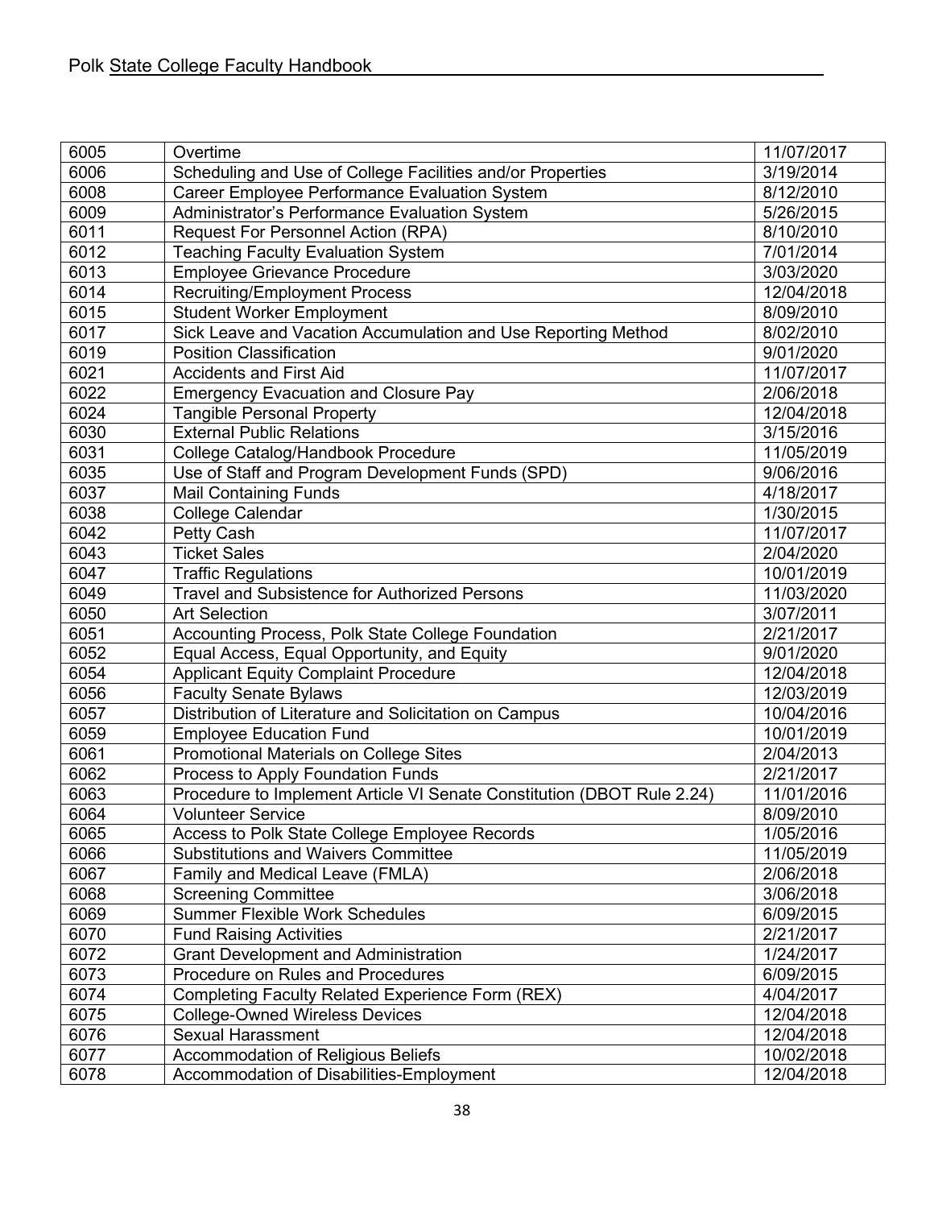| 6005 | Overtime | 11/07/2017 |
|---|---|---|
| 6006 | Scheduling and Use of College Facilities and/or Properties | 3/19/2014 |
| 6008 | Career Employee Performance Evaluation System | 8/12/2010 |
| 6009 | Administrator's Performance Evaluation System | 5/26/2015 |
| 6011 | Request For Personnel Action (RPA) | 8/10/2010 |
| 6012 | Teaching Faculty Evaluation System | 7/01/2014 |
| 6013 | Employee Grievance Procedure | 3/03/2020 |
| 6014 | Recruiting/Employment Process | 12/04/2018 |
| 6015 | Student Worker Employment | 8/09/2010 |
| 6017 | Sick Leave and Vacation Accumulation and Use Reporting Method | 8/02/2010 |
| 6019 | Position Classification | 9/01/2020 |
| 6021 | Accidents and First Aid | 11/07/2017 |
| 6022 | Emergency Evacuation and Closure Pay | 2/06/2018 |
| 6024 | Tangible Personal Property | 12/04/2018 |
| 6030 | External Public Relations | 3/15/2016 |
| 6031 | College Catalog/Handbook Procedure | 11/05/2019 |
| 6035 | Use of Staff and Program Development Funds (SPD) | 9/06/2016 |
| 6037 | Mail Containing Funds | 4/18/2017 |
| 6038 | College Calendar | 1/30/2015 |
| 6042 | Petty Cash | 11/07/2017 |
| 6043 | Ticket Sales | 2/04/2020 |
| 6047 | Traffic Regulations | 10/01/2019 |
| 6049 | Travel and Subsistence for Authorized Persons | 11/03/2020 |
| 6050 | Art Selection | 3/07/2011 |
| 6051 | Accounting Process, Polk State College Foundation | 2/21/2017 |
| 6052 | Equal Access, Equal Opportunity, and Equity | 9/01/2020 |
| 6054 | Applicant Equity Complaint Procedure | 12/04/2018 |
| 6056 | Faculty Senate Bylaws | 12/03/2019 |
| 6057 | Distribution of Literature and Solicitation on Campus | 10/04/2016 |
| 6059 | Employee Education Fund | 10/01/2019 |
| 6061 | Promotional Materials on College Sites | 2/04/2013 |
| 6062 | Process to Apply Foundation Funds | 2/21/2017 |
| 6063 | Procedure to Implement Article VI Senate Constitution (DBOT Rule 2.24) | 11/01/2016 |
| 6064 | Volunteer Service | 8/09/2010 |
| 6065 | Access to Polk State College Employee Records | 1/05/2016 |
| 6066 | Substitutions and Waivers Committee | 11/05/2019 |
| 6067 | Family and Medical Leave (FMLA) | 2/06/2018 |
| 6068 | Screening Committee | 3/06/2018 |
| 6069 | Summer Flexible Work Schedules | 6/09/2015 |
| 6070 | Fund Raising Activities | 2/21/2017 |
| 6072 | Grant Development and Administration | 1/24/2017 |
| 6073 | Procedure on Rules and Procedures | 6/09/2015 |
| 6074 | Completing Faculty Related Experience Form (REX) | 4/04/2017 |
| 6075 | College-Owned Wireless Devices | 12/04/2018 |
| 6076 | Sexual Harassment | 12/04/2018 |
| 6077 | Accommodation of Religious Beliefs | 10/02/2018 |
| 6078 | Accommodation of Disabilities-Employment | 12/04/2018 |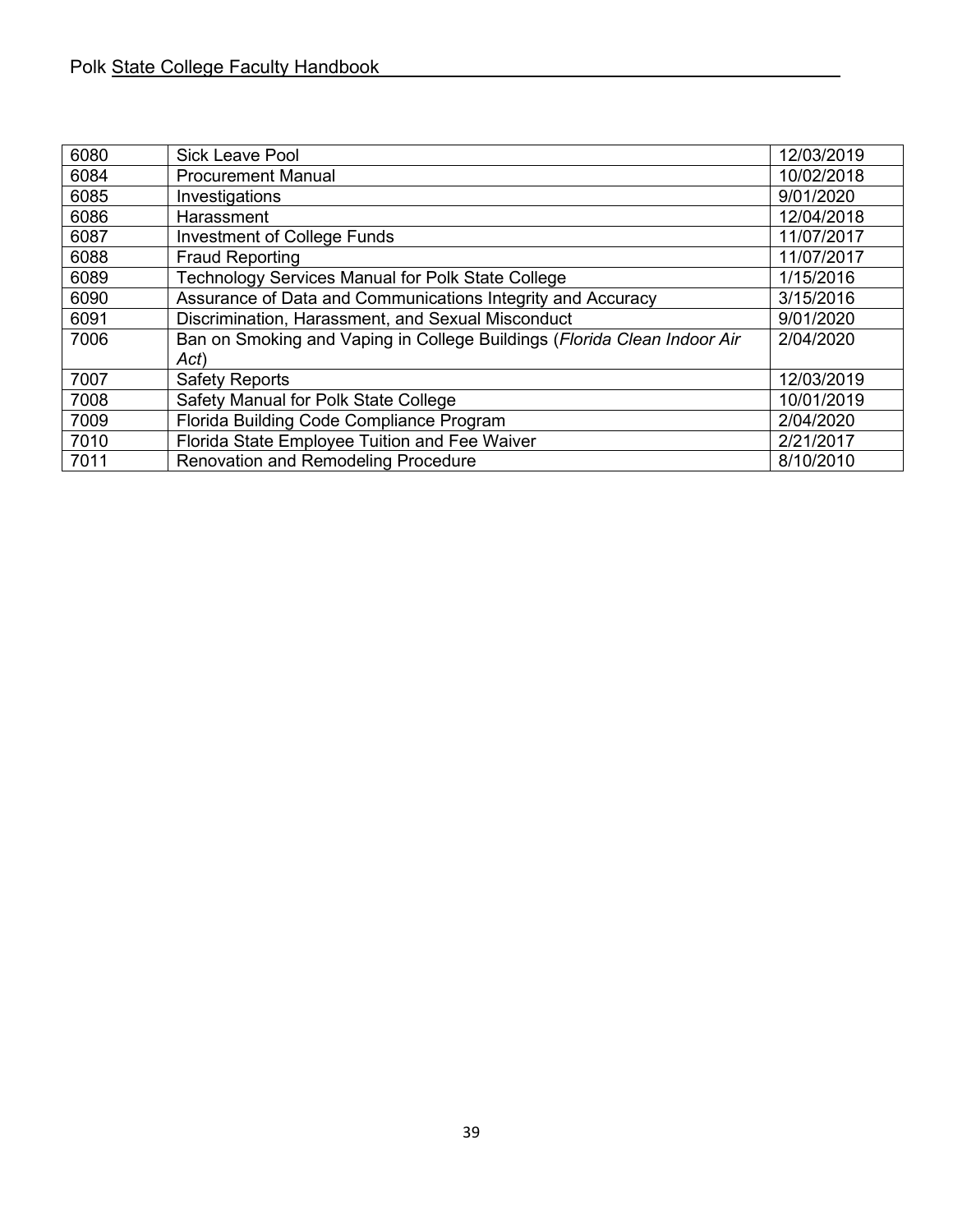| | | |
|---|---|---|
| 6080 | Sick Leave Pool | 12/03/2019 |
| 6084 | Procurement Manual | 10/02/2018 |
| 6085 | Investigations | 9/01/2020 |
| 6086 | Harassment | 12/04/2018 |
| 6087 | Investment of College Funds | 11/07/2017 |
| 6088 | Fraud Reporting | 11/07/2017 |
| 6089 | Technology Services Manual for Polk State College | 1/15/2016 |
| 6090 | Assurance of Data and Communications Integrity and Accuracy | 3/15/2016 |
| 6091 | Discrimination, Harassment, and Sexual Misconduct | 9/01/2020 |
| 7006 | Ban on Smoking and Vaping in College Buildings (*Florida Clean Indoor Air Act*) | 2/04/2020 |
| 7007 | Safety Reports | 12/03/2019 |
| 7008 | Safety Manual for Polk State College | 10/01/2019 |
| 7009 | Florida Building Code Compliance Program | 2/04/2020 |
| 7010 | Florida State Employee Tuition and Fee Waiver | 2/21/2017 |
| 7011 | Renovation and Remodeling Procedure | 8/10/2010 |